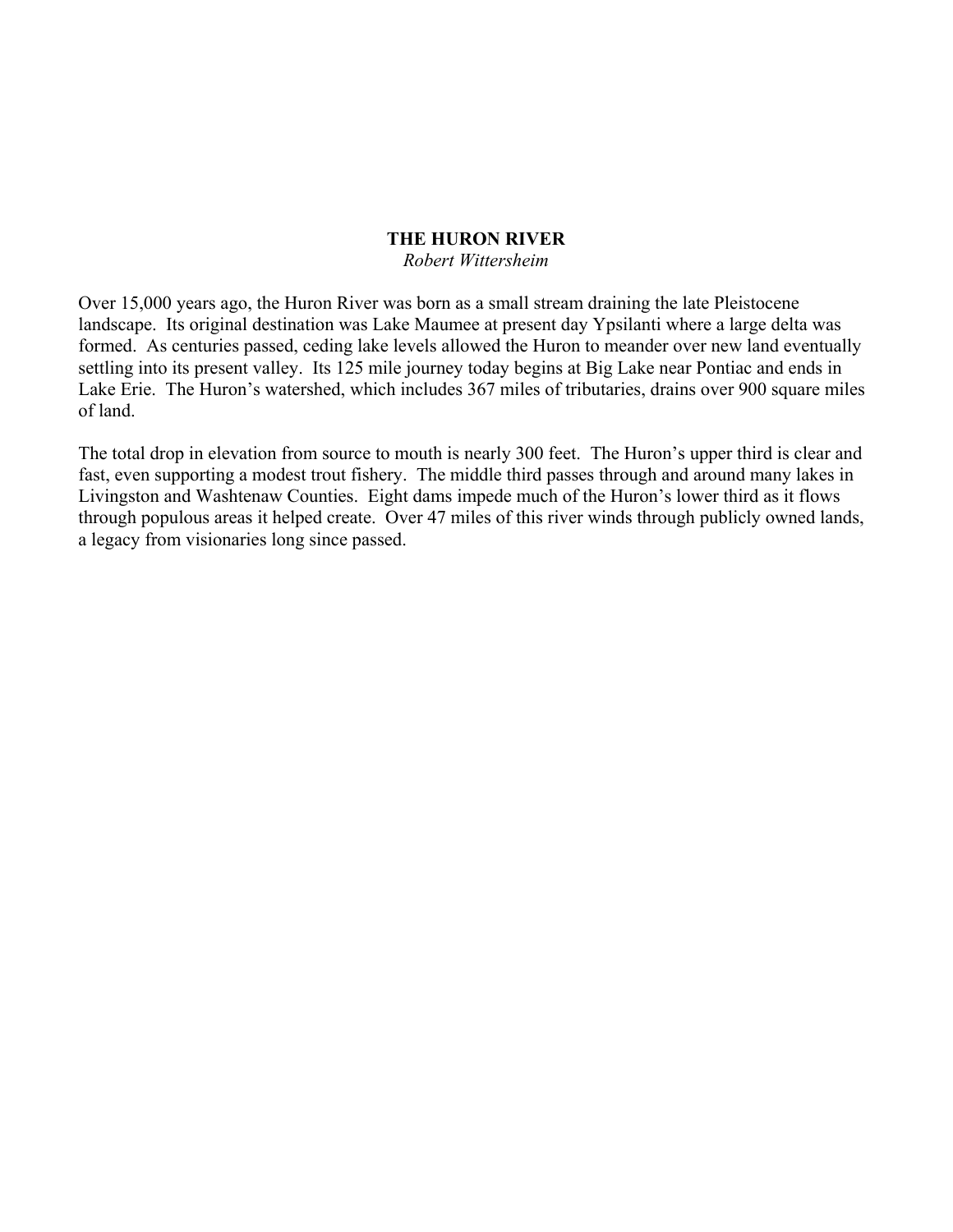# THE HURON RIVER

*Robert Wittersheim*

Over 15,000 years ago, the Huron River was born as a small stream draining the late Pleistocene landscape. Its original destination was Lake Maumee at present day Ypsilanti where a large delta was formed. As centuries passed, ceding lake levels allowed the Huron to meander over new land eventually settling into its present valley. Its 125 mile journey today begins at Big Lake near Pontiac and ends in Lake Erie. The Huron's watershed, which includes 367 miles of tributaries, drains over 900 square miles of land.

The total drop in elevation from source to mouth is nearly 300 feet. The Huron's upper third is clear and fast, even supporting a modest trout fishery. The middle third passes through and around many lakes in Livingston and Washtenaw Counties. Eight dams impede much of the Huron's lower third as it flows through populous areas it helped create. Over 47 miles of this river winds through publicly owned lands, a legacy from visionaries long since passed.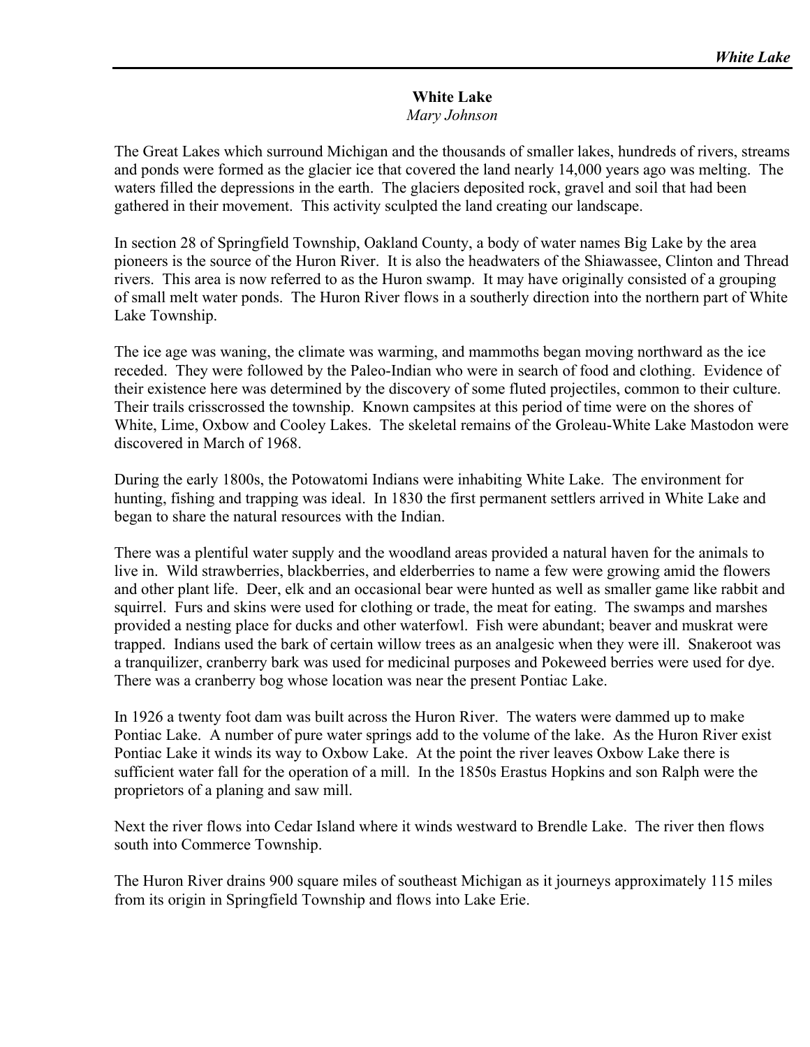# White Lake

*Mary Johnson*

The Great Lakes which surround Michigan and the thousands of smaller lakes, hundreds of rivers, streams and ponds were formed as the glacier ice that covered the land nearly 14,000 years ago was melting. The waters filled the depressions in the earth. The glaciers deposited rock, gravel and soil that had been gathered in their movement. This activity sculpted the land creating our landscape.

In section 28 of Springfield Township, Oakland County, a body of water names Big Lake by the area pioneers is the source of the Huron River. It is also the headwaters of the Shiawassee, Clinton and Thread rivers. This area is now referred to as the Huron swamp. It may have originally consisted of a grouping of small melt water ponds. The Huron River flows in a southerly direction into the northern part of White Lake Township.

The ice age was waning, the climate was warming, and mammoths began moving northward as the ice receded. They were followed by the Paleo-Indian who were in search of food and clothing. Evidence of their existence here was determined by the discovery of some fluted projectiles, common to their culture. Their trails crisscrossed the township. Known campsites at this period of time were on the shores of White, Lime, Oxbow and Cooley Lakes. The skeletal remains of the Groleau-White Lake Mastodon were discovered in March of 1968.

During the early 1800s, the Potowatomi Indians were inhabiting White Lake. The environment for hunting, fishing and trapping was ideal. In 1830 the first permanent settlers arrived in White Lake and began to share the natural resources with the Indian.

There was a plentiful water supply and the woodland areas provided a natural haven for the animals to live in. Wild strawberries, blackberries, and elderberries to name a few were growing amid the flowers and other plant life. Deer, elk and an occasional bear were hunted as well as smaller game like rabbit and squirrel. Furs and skins were used for clothing or trade, the meat for eating. The swamps and marshes provided a nesting place for ducks and other waterfowl. Fish were abundant; beaver and muskrat were trapped. Indians used the bark of certain willow trees as an analgesic when they were ill. Snakeroot was a tranquilizer, cranberry bark was used for medicinal purposes and Pokeweed berries were used for dye. There was a cranberry bog whose location was near the present Pontiac Lake.

In 1926 a twenty foot dam was built across the Huron River. The waters were dammed up to make Pontiac Lake. A number of pure water springs add to the volume of the lake. As the Huron River exist Pontiac Lake it winds its way to Oxbow Lake. At the point the river leaves Oxbow Lake there is sufficient water fall for the operation of a mill. In the 1850s Erastus Hopkins and son Ralph were the proprietors of a planing and saw mill.

Next the river flows into Cedar Island where it winds westward to Brendle Lake. The river then flows south into Commerce Township.

The Huron River drains 900 square miles of southeast Michigan as it journeys approximately 115 miles from its origin in Springfield Township and flows into Lake Erie.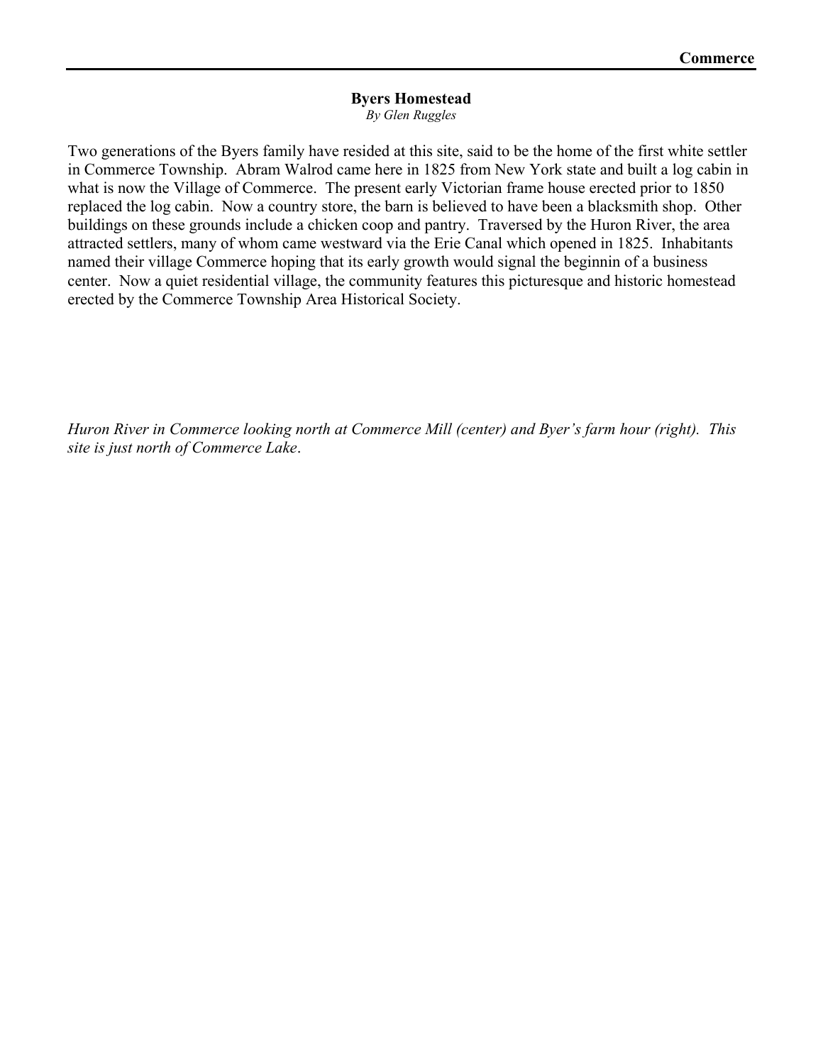## Byers Homestead

*By Glen Ruggles*

Two generations of the Byers family have resided at this site, said to be the home of the first white settler in Commerce Township. Abram Walrod came here in 1825 from New York state and built a log cabin in what is now the Village of Commerce. The present early Victorian frame house erected prior to 1850 replaced the log cabin. Now a country store, the barn is believed to have been a blacksmith shop. Other buildings on these grounds include a chicken coop and pantry. Traversed by the Huron River, the area attracted settlers, many of whom came westward via the Erie Canal which opened in 1825. Inhabitants named their village Commerce hoping that its early growth would signal the beginnin of a business center. Now a quiet residential village, the community features this picturesque and historic homestead erected by the Commerce Township Area Historical Society.

*Huron River in Commerce looking north at Commerce Mill (center) and Byer's farm hour (right). This site is just north of Commerce Lake.*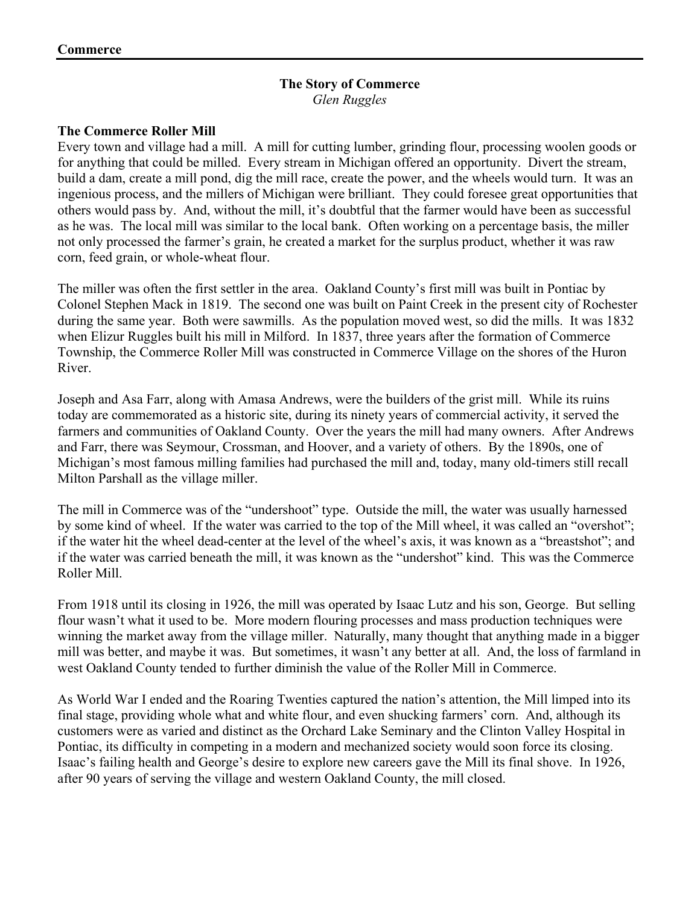**Commerce**

## The Story of Commerce

*Glen Ruggles*

### The Commerce Roller Mill

Every town and village had a mill. A mill for cutting lumber, grinding flour, processing woolen goods or for anything that could be milled. Every stream in Michigan offered an opportunity. Divert the stream, build a dam, create a mill pond, dig the mill race, create the power, and the wheels would turn. It was an ingenious process, and the millers of Michigan were brilliant. They could foresee great opportunities that others would pass by. And, without the mill, it's doubtful that the farmer would have been as successful as he was. The local mill was similar to the local bank. Often working on a percentage basis, the miller not only processed the farmer's grain, he created a market for the surplus product, whether it was raw corn, feed grain, or whole-wheat flour.

The miller was often the first settler in the area. Oakland County's first mill was built in Pontiac by Colonel Stephen Mack in 1819. The second one was built on Paint Creek in the present city of Rochester during the same year. Both were sawmills. As the population moved west, so did the mills. It was 1832 when Elizur Ruggles built his mill in Milford. In 1837, three years after the formation of Commerce Township, the Commerce Roller Mill was constructed in Commerce Village on the shores of the Huron River.

Joseph and Asa Farr, along with Amasa Andrews, were the builders of the grist mill. While its ruins today are commemorated as a historic site, during its ninety years of commercial activity, it served the farmers and communities of Oakland County. Over the years the mill had many owners. After Andrews and Farr, there was Seymour, Crossman, and Hoover, and a variety of others. By the 1890s, one of Michigan's most famous milling families had purchased the mill and, today, many old-timers still recall Milton Parshall as the village miller.

The mill in Commerce was of the "undershoot" type. Outside the mill, the water was usually harnessed by some kind of wheel. If the water was carried to the top of the Mill wheel, it was called an "overshot"; if the water hit the wheel dead-center at the level of the wheel's axis, it was known as a "breastshot"; and if the water was carried beneath the mill, it was known as the "undershot" kind. This was the Commerce Roller Mill.

From 1918 until its closing in 1926, the mill was operated by Isaac Lutz and his son, George. But selling flour wasn't what it used to be. More modern flouring processes and mass production techniques were winning the market away from the village miller. Naturally, many thought that anything made in a bigger mill was better, and maybe it was. But sometimes, it wasn't any better at all. And, the loss of farmland in west Oakland County tended to further diminish the value of the Roller Mill in Commerce.

As World War I ended and the Roaring Twenties captured the nation's attention, the Mill limped into its final stage, providing whole what and white flour, and even shucking farmers' corn. And, although its customers were as varied and distinct as the Orchard Lake Seminary and the Clinton Valley Hospital in Pontiac, its difficulty in competing in a modern and mechanized society would soon force its closing. Isaac's failing health and George's desire to explore new careers gave the Mill its final shove. In 1926, after 90 years of serving the village and western Oakland County, the mill closed.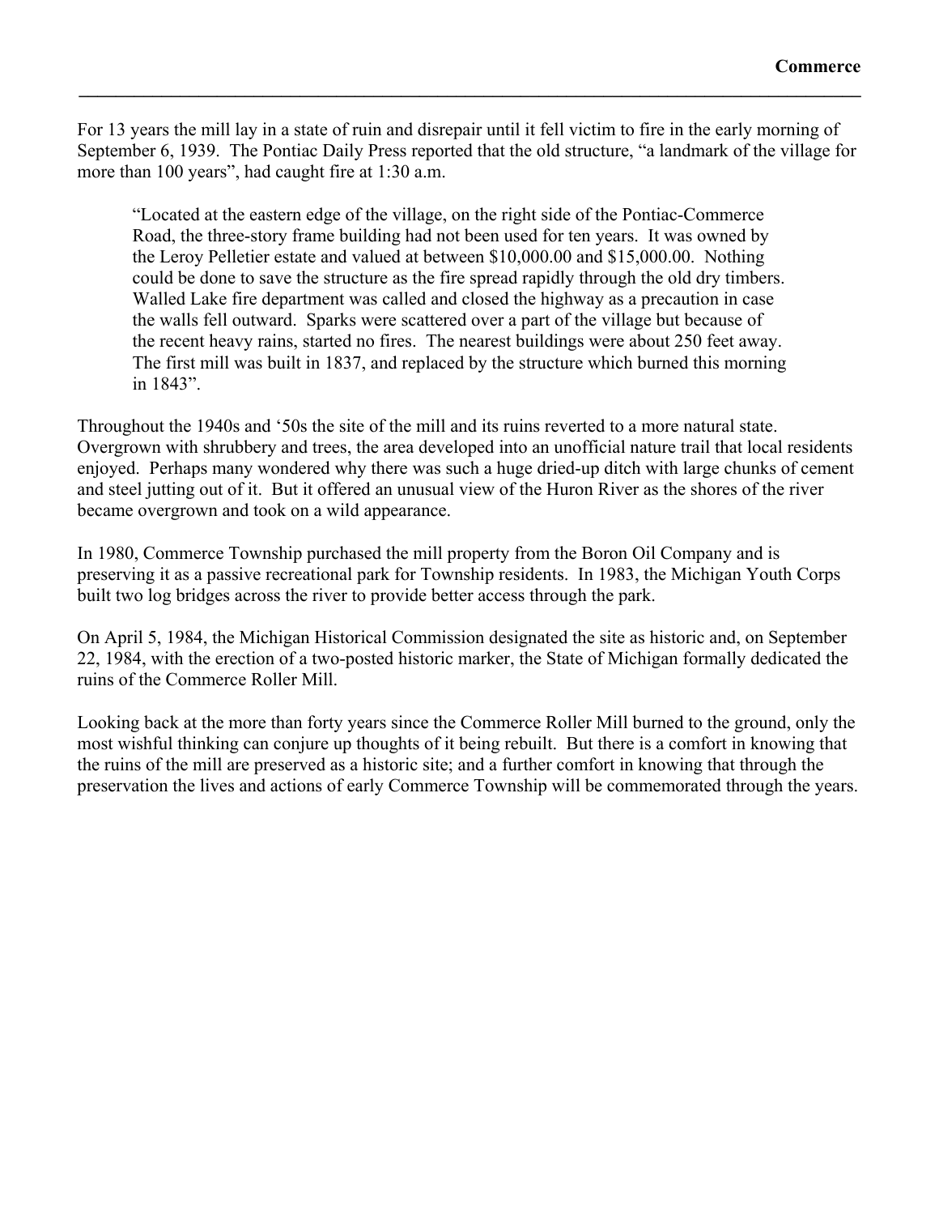For 13 years the mill lay in a state of ruin and disrepair until it fell victim to fire in the early morning of September 6, 1939. The Pontiac Daily Press reported that the old structure, "a landmark of the village for more than 100 years", had caught fire at 1:30 a.m.

> "Located at the eastern edge of the village, on the right side of the Pontiac-Commerce Road, the three-story frame building had not been used for ten years. It was owned by the Leroy Pelletier estate and valued at between $10,000.00 and $15,000.00. Nothing could be done to save the structure as the fire spread rapidly through the old dry timbers. Walled Lake fire department was called and closed the highway as a precaution in case the walls fell outward. Sparks were scattered over a part of the village but because of the recent heavy rains, started no fires. The nearest buildings were about 250 feet away. The first mill was built in 1837, and replaced by the structure which burned this morning in 1843".

Throughout the 1940s and '50s the site of the mill and its ruins reverted to a more natural state. Overgrown with shrubbery and trees, the area developed into an unofficial nature trail that local residents enjoyed. Perhaps many wondered why there was such a huge dried-up ditch with large chunks of cement and steel jutting out of it. But it offered an unusual view of the Huron River as the shores of the river became overgrown and took on a wild appearance.

In 1980, Commerce Township purchased the mill property from the Boron Oil Company and is preserving it as a passive recreational park for Township residents. In 1983, the Michigan Youth Corps built two log bridges across the river to provide better access through the park.

On April 5, 1984, the Michigan Historical Commission designated the site as historic and, on September 22, 1984, with the erection of a two-posted historic marker, the State of Michigan formally dedicated the ruins of the Commerce Roller Mill.

Looking back at the more than forty years since the Commerce Roller Mill burned to the ground, only the most wishful thinking can conjure up thoughts of it being rebuilt. But there is a comfort in knowing that the ruins of the mill are preserved as a historic site; and a further comfort in knowing that through the preservation the lives and actions of early Commerce Township will be commemorated through the years.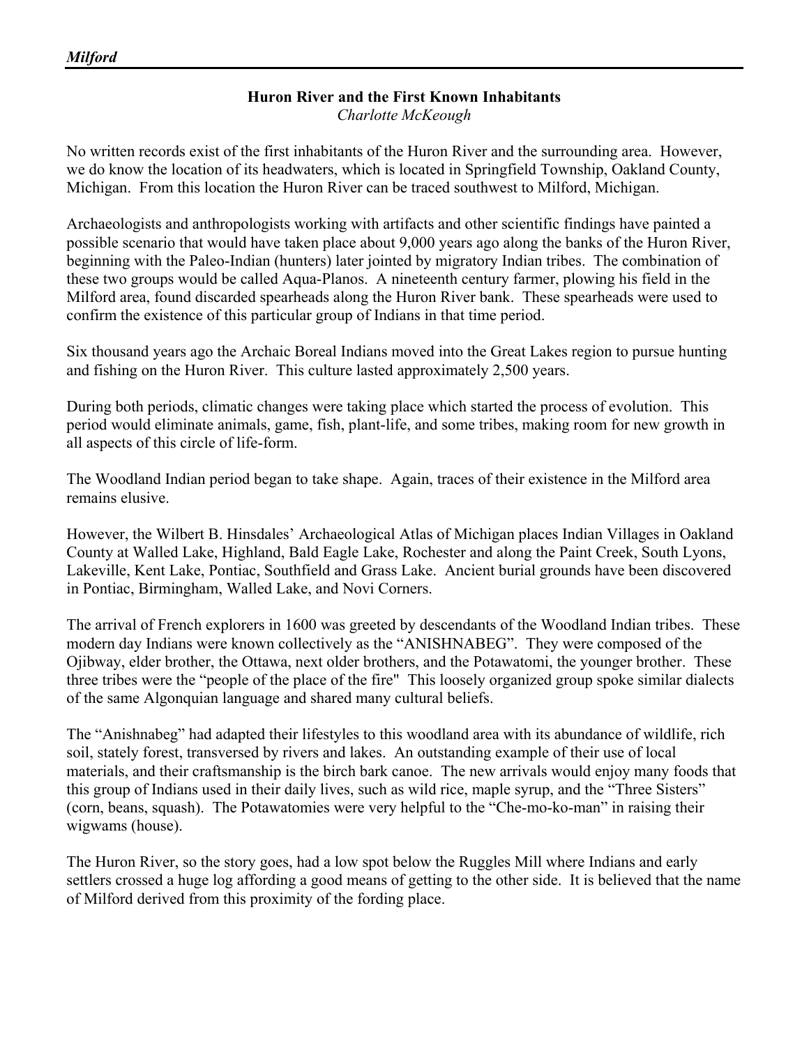## Huron River and the First Known Inhabitants

*Charlotte McKeough*

No written records exist of the first inhabitants of the Huron River and the surrounding area. However, we do know the location of its headwaters, which is located in Springfield Township, Oakland County, Michigan. From this location the Huron River can be traced southwest to Milford, Michigan.

Archaeologists and anthropologists working with artifacts and other scientific findings have painted a possible scenario that would have taken place about 9,000 years ago along the banks of the Huron River, beginning with the Paleo-Indian (hunters) later jointed by migratory Indian tribes. The combination of these two groups would be called Aqua-Planos. A nineteenth century farmer, plowing his field in the Milford area, found discarded spearheads along the Huron River bank. These spearheads were used to confirm the existence of this particular group of Indians in that time period.

Six thousand years ago the Archaic Boreal Indians moved into the Great Lakes region to pursue hunting and fishing on the Huron River. This culture lasted approximately 2,500 years.

During both periods, climatic changes were taking place which started the process of evolution. This period would eliminate animals, game, fish, plant-life, and some tribes, making room for new growth in all aspects of this circle of life-form.

The Woodland Indian period began to take shape. Again, traces of their existence in the Milford area remains elusive.

However, the Wilbert B. Hinsdales' Archaeological Atlas of Michigan places Indian Villages in Oakland County at Walled Lake, Highland, Bald Eagle Lake, Rochester and along the Paint Creek, South Lyons, Lakeville, Kent Lake, Pontiac, Southfield and Grass Lake. Ancient burial grounds have been discovered in Pontiac, Birmingham, Walled Lake, and Novi Corners.

The arrival of French explorers in 1600 was greeted by descendants of the Woodland Indian tribes. These modern day Indians were known collectively as the "ANISHNABEG". They were composed of the Ojibway, elder brother, the Ottawa, next older brothers, and the Potawatomi, the younger brother. These three tribes were the "people of the place of the fire" This loosely organized group spoke similar dialects of the same Algonquian language and shared many cultural beliefs.

The "Anishnabeg" had adapted their lifestyles to this woodland area with its abundance of wildlife, rich soil, stately forest, transversed by rivers and lakes. An outstanding example of their use of local materials, and their craftsmanship is the birch bark canoe. The new arrivals would enjoy many foods that this group of Indians used in their daily lives, such as wild rice, maple syrup, and the "Three Sisters" (corn, beans, squash). The Potawatomies were very helpful to the "Che-mo-ko-man" in raising their wigwams (house).

The Huron River, so the story goes, had a low spot below the Ruggles Mill where Indians and early settlers crossed a huge log affording a good means of getting to the other side. It is believed that the name of Milford derived from this proximity of the fording place.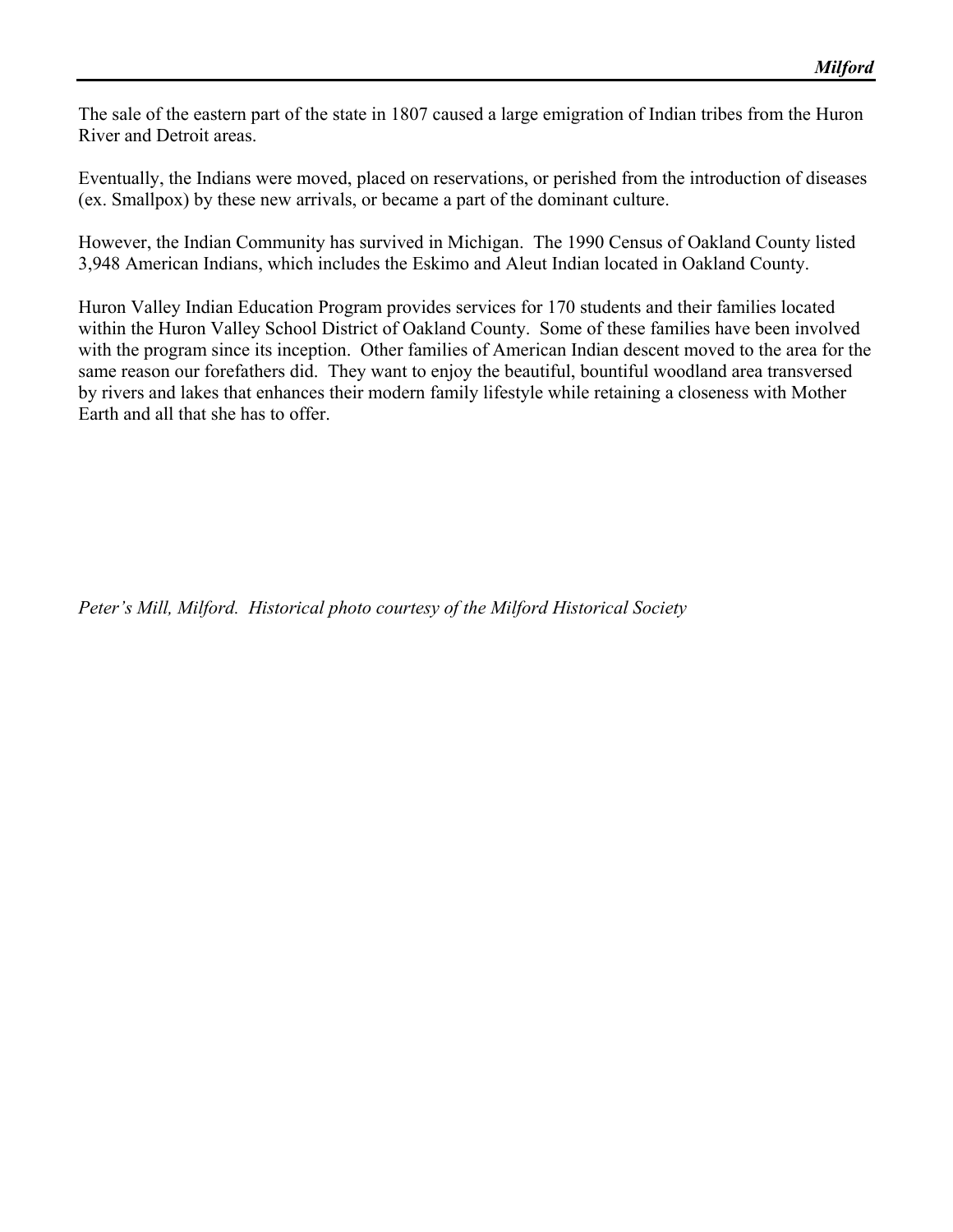The sale of the eastern part of the state in 1807 caused a large emigration of Indian tribes from the Huron River and Detroit areas.

Eventually, the Indians were moved, placed on reservations, or perished from the introduction of diseases (ex. Smallpox) by these new arrivals, or became a part of the dominant culture.

However, the Indian Community has survived in Michigan. The 1990 Census of Oakland County listed 3,948 American Indians, which includes the Eskimo and Aleut Indian located in Oakland County.

Huron Valley Indian Education Program provides services for 170 students and their families located within the Huron Valley School District of Oakland County. Some of these families have been involved with the program since its inception. Other families of American Indian descent moved to the area for the same reason our forefathers did. They want to enjoy the beautiful, bountiful woodland area transversed by rivers and lakes that enhances their modern family lifestyle while retaining a closeness with Mother Earth and all that she has to offer.

*Peter's Mill, Milford. Historical photo courtesy of the Milford Historical Society*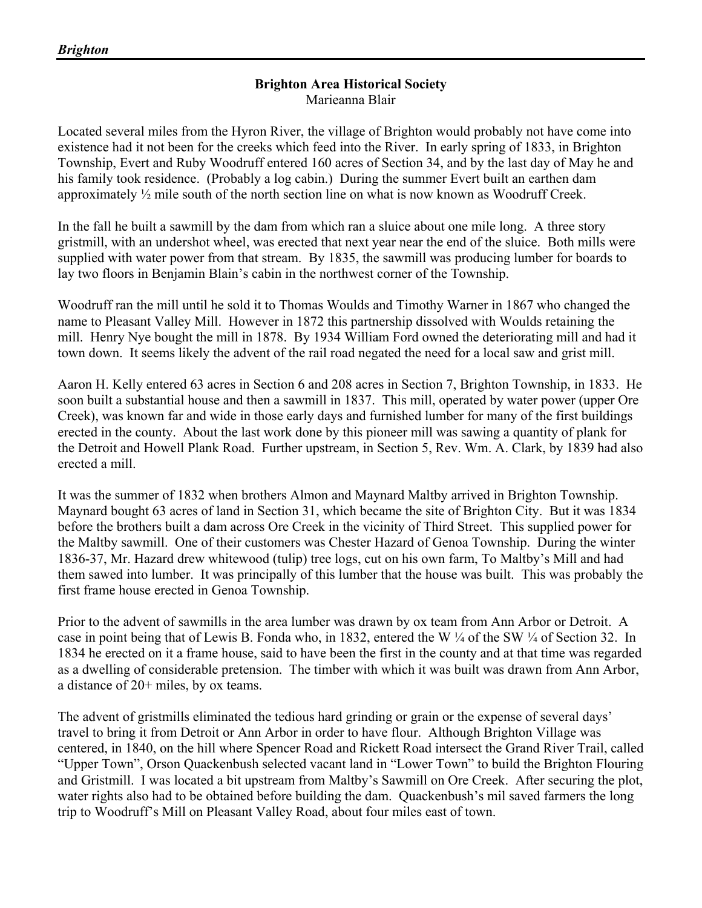**Brighton Area Historical Society**
Marieanna Blair

Located several miles from the Hyron River, the village of Brighton would probably not have come into existence had it not been for the creeks which feed into the River. In early spring of 1833, in Brighton Township, Evert and Ruby Woodruff entered 160 acres of Section 34, and by the last day of May he and his family took residence. (Probably a log cabin.) During the summer Evert built an earthen dam approximately ½ mile south of the north section line on what is now known as Woodruff Creek.

In the fall he built a sawmill by the dam from which ran a sluice about one mile long. A three story gristmill, with an undershot wheel, was erected that next year near the end of the sluice. Both mills were supplied with water power from that stream. By 1835, the sawmill was producing lumber for boards to lay two floors in Benjamin Blain's cabin in the northwest corner of the Township.

Woodruff ran the mill until he sold it to Thomas Woulds and Timothy Warner in 1867 who changed the name to Pleasant Valley Mill. However in 1872 this partnership dissolved with Woulds retaining the mill. Henry Nye bought the mill in 1878. By 1934 William Ford owned the deteriorating mill and had it town down. It seems likely the advent of the rail road negated the need for a local saw and grist mill.

Aaron H. Kelly entered 63 acres in Section 6 and 208 acres in Section 7, Brighton Township, in 1833. He soon built a substantial house and then a sawmill in 1837. This mill, operated by water power (upper Ore Creek), was known far and wide in those early days and furnished lumber for many of the first buildings erected in the county. About the last work done by this pioneer mill was sawing a quantity of plank for the Detroit and Howell Plank Road. Further upstream, in Section 5, Rev. Wm. A. Clark, by 1839 had also erected a mill.

It was the summer of 1832 when brothers Almon and Maynard Maltby arrived in Brighton Township. Maynard bought 63 acres of land in Section 31, which became the site of Brighton City. But it was 1834 before the brothers built a dam across Ore Creek in the vicinity of Third Street. This supplied power for the Maltby sawmill. One of their customers was Chester Hazard of Genoa Township. During the winter 1836-37, Mr. Hazard drew whitewood (tulip) tree logs, cut on his own farm, To Maltby's Mill and had them sawed into lumber. It was principally of this lumber that the house was built. This was probably the first frame house erected in Genoa Township.

Prior to the advent of sawmills in the area lumber was drawn by ox team from Ann Arbor or Detroit. A case in point being that of Lewis B. Fonda who, in 1832, entered the W ¼ of the SW ¼ of Section 32. In 1834 he erected on it a frame house, said to have been the first in the county and at that time was regarded as a dwelling of considerable pretension. The timber with which it was built was drawn from Ann Arbor, a distance of 20+ miles, by ox teams.

The advent of gristmills eliminated the tedious hard grinding or grain or the expense of several days' travel to bring it from Detroit or Ann Arbor in order to have flour. Although Brighton Village was centered, in 1840, on the hill where Spencer Road and Rickett Road intersect the Grand River Trail, called "Upper Town", Orson Quackenbush selected vacant land in "Lower Town" to build the Brighton Flouring and Gristmill. I was located a bit upstream from Maltby's Sawmill on Ore Creek. After securing the plot, water rights also had to be obtained before building the dam. Quackenbush's mil saved farmers the long trip to Woodruff's Mill on Pleasant Valley Road, about four miles east of town.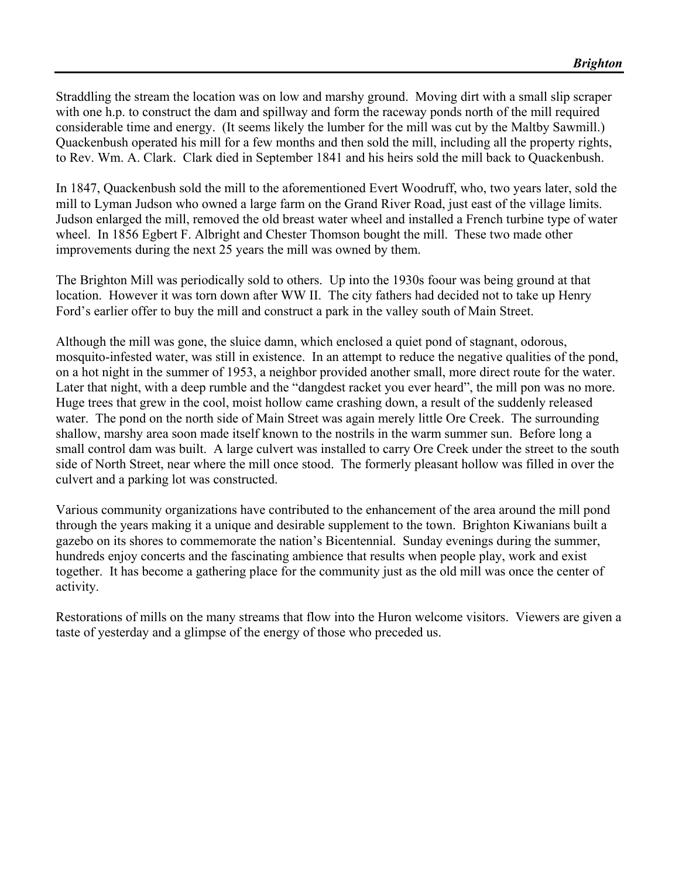Straddling the stream the location was on low and marshy ground. Moving dirt with a small slip scraper with one h.p. to construct the dam and spillway and form the raceway ponds north of the mill required considerable time and energy. (It seems likely the lumber for the mill was cut by the Maltby Sawmill.) Quackenbush operated his mill for a few months and then sold the mill, including all the property rights, to Rev. Wm. A. Clark. Clark died in September 1841 and his heirs sold the mill back to Quackenbush.

In 1847, Quackenbush sold the mill to the aforementioned Evert Woodruff, who, two years later, sold the mill to Lyman Judson who owned a large farm on the Grand River Road, just east of the village limits. Judson enlarged the mill, removed the old breast water wheel and installed a French turbine type of water wheel. In 1856 Egbert F. Albright and Chester Thomson bought the mill. These two made other improvements during the next 25 years the mill was owned by them.

The Brighton Mill was periodically sold to others. Up into the 1930s foour was being ground at that location. However it was torn down after WW II. The city fathers had decided not to take up Henry Ford's earlier offer to buy the mill and construct a park in the valley south of Main Street.

Although the mill was gone, the sluice damn, which enclosed a quiet pond of stagnant, odorous, mosquito-infested water, was still in existence. In an attempt to reduce the negative qualities of the pond, on a hot night in the summer of 1953, a neighbor provided another small, more direct route for the water. Later that night, with a deep rumble and the "dangdest racket you ever heard", the mill pon was no more. Huge trees that grew in the cool, moist hollow came crashing down, a result of the suddenly released water. The pond on the north side of Main Street was again merely little Ore Creek. The surrounding shallow, marshy area soon made itself known to the nostrils in the warm summer sun. Before long a small control dam was built. A large culvert was installed to carry Ore Creek under the street to the south side of North Street, near where the mill once stood. The formerly pleasant hollow was filled in over the culvert and a parking lot was constructed.

Various community organizations have contributed to the enhancement of the area around the mill pond through the years making it a unique and desirable supplement to the town. Brighton Kiwanians built a gazebo on its shores to commemorate the nation's Bicentennial. Sunday evenings during the summer, hundreds enjoy concerts and the fascinating ambience that results when people play, work and exist together. It has become a gathering place for the community just as the old mill was once the center of activity.

Restorations of mills on the many streams that flow into the Huron welcome visitors. Viewers are given a taste of yesterday and a glimpse of the energy of those who preceded us.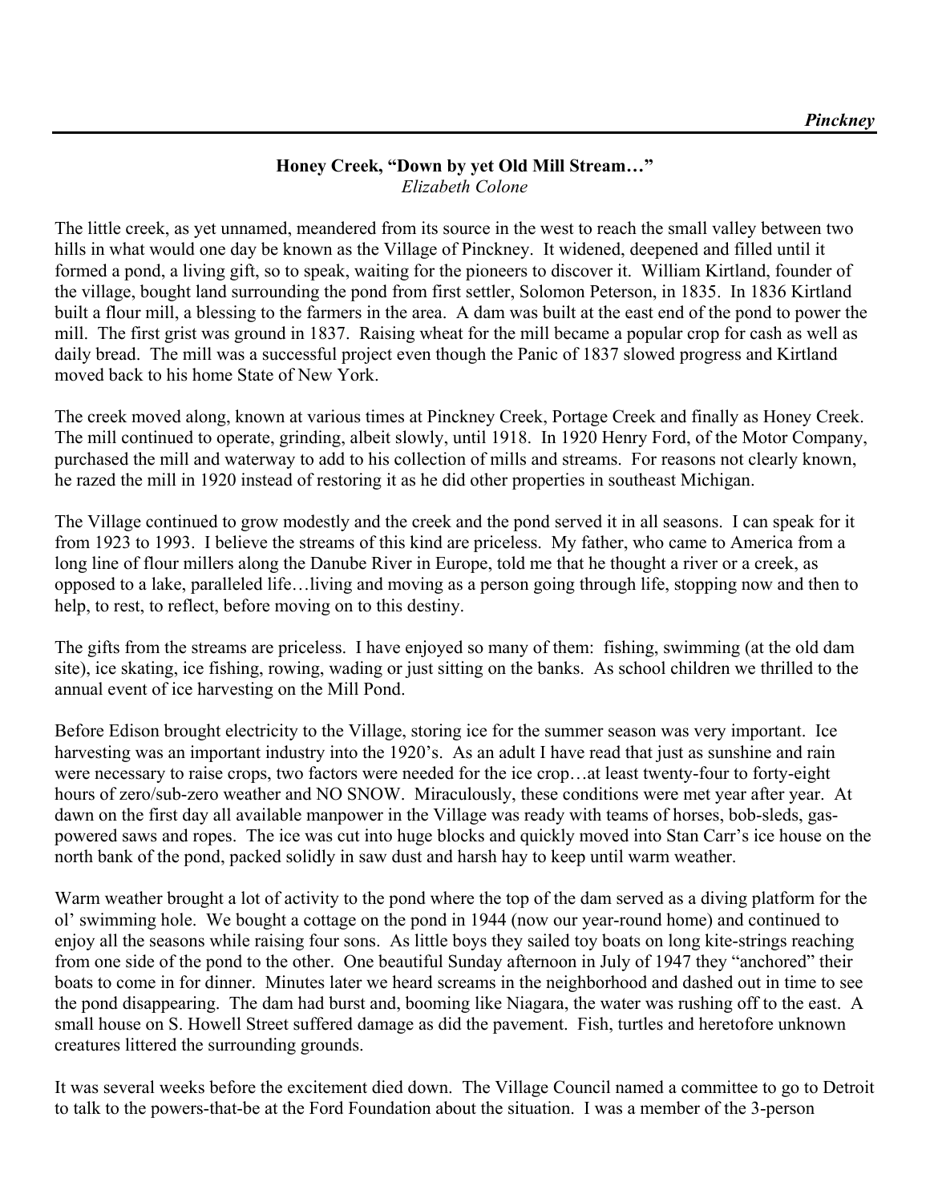**Honey Creek, "Down by yet Old Mill Stream…"**
*Elizabeth Colone*

The little creek, as yet unnamed, meandered from its source in the west to reach the small valley between two hills in what would one day be known as the Village of Pinckney. It widened, deepened and filled until it formed a pond, a living gift, so to speak, waiting for the pioneers to discover it. William Kirtland, founder of the village, bought land surrounding the pond from first settler, Solomon Peterson, in 1835. In 1836 Kirtland built a flour mill, a blessing to the farmers in the area. A dam was built at the east end of the pond to power the mill. The first grist was ground in 1837. Raising wheat for the mill became a popular crop for cash as well as daily bread. The mill was a successful project even though the Panic of 1837 slowed progress and Kirtland moved back to his home State of New York.

The creek moved along, known at various times at Pinckney Creek, Portage Creek and finally as Honey Creek. The mill continued to operate, grinding, albeit slowly, until 1918. In 1920 Henry Ford, of the Motor Company, purchased the mill and waterway to add to his collection of mills and streams. For reasons not clearly known, he razed the mill in 1920 instead of restoring it as he did other properties in southeast Michigan.

The Village continued to grow modestly and the creek and the pond served it in all seasons. I can speak for it from 1923 to 1993. I believe the streams of this kind are priceless. My father, who came to America from a long line of flour millers along the Danube River in Europe, told me that he thought a river or a creek, as opposed to a lake, paralleled life…living and moving as a person going through life, stopping now and then to help, to rest, to reflect, before moving on to this destiny.

The gifts from the streams are priceless. I have enjoyed so many of them: fishing, swimming (at the old dam site), ice skating, ice fishing, rowing, wading or just sitting on the banks. As school children we thrilled to the annual event of ice harvesting on the Mill Pond.

Before Edison brought electricity to the Village, storing ice for the summer season was very important. Ice harvesting was an important industry into the 1920's. As an adult I have read that just as sunshine and rain were necessary to raise crops, two factors were needed for the ice crop…at least twenty-four to forty-eight hours of zero/sub-zero weather and NO SNOW. Miraculously, these conditions were met year after year. At dawn on the first day all available manpower in the Village was ready with teams of horses, bob-sleds, gas-powered saws and ropes. The ice was cut into huge blocks and quickly moved into Stan Carr's ice house on the north bank of the pond, packed solidly in saw dust and harsh hay to keep until warm weather.

Warm weather brought a lot of activity to the pond where the top of the dam served as a diving platform for the ol' swimming hole. We bought a cottage on the pond in 1944 (now our year-round home) and continued to enjoy all the seasons while raising four sons. As little boys they sailed toy boats on long kite-strings reaching from one side of the pond to the other. One beautiful Sunday afternoon in July of 1947 they "anchored" their boats to come in for dinner. Minutes later we heard screams in the neighborhood and dashed out in time to see the pond disappearing. The dam had burst and, booming like Niagara, the water was rushing off to the east. A small house on S. Howell Street suffered damage as did the pavement. Fish, turtles and heretofore unknown creatures littered the surrounding grounds.

It was several weeks before the excitement died down. The Village Council named a committee to go to Detroit to talk to the powers-that-be at the Ford Foundation about the situation. I was a member of the 3-person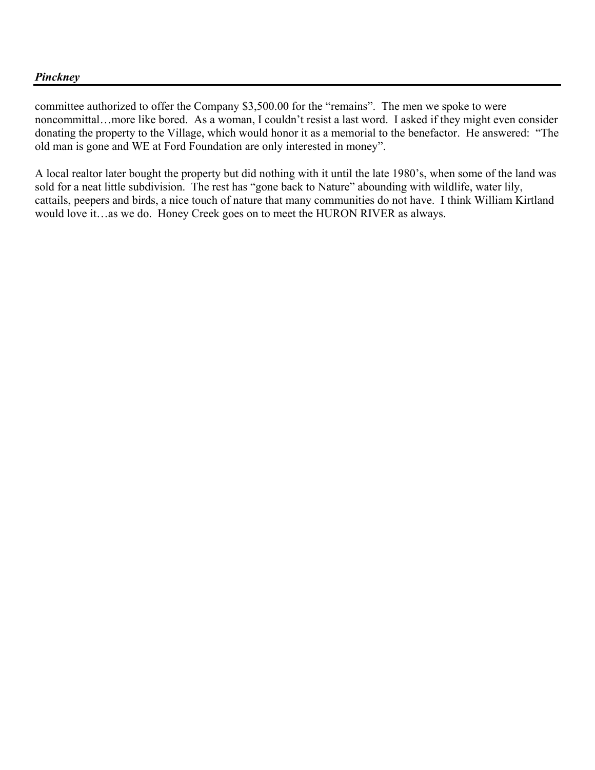committee authorized to offer the Company $3,500.00 for the "remains". The men we spoke to were noncommittal…more like bored. As a woman, I couldn't resist a last word. I asked if they might even consider donating the property to the Village, which would honor it as a memorial to the benefactor. He answered: "The old man is gone and WE at Ford Foundation are only interested in money".

A local realtor later bought the property but did nothing with it until the late 1980's, when some of the land was sold for a neat little subdivision. The rest has "gone back to Nature" abounding with wildlife, water lily, cattails, peepers and birds, a nice touch of nature that many communities do not have. I think William Kirtland would love it…as we do. Honey Creek goes on to meet the HURON RIVER as always.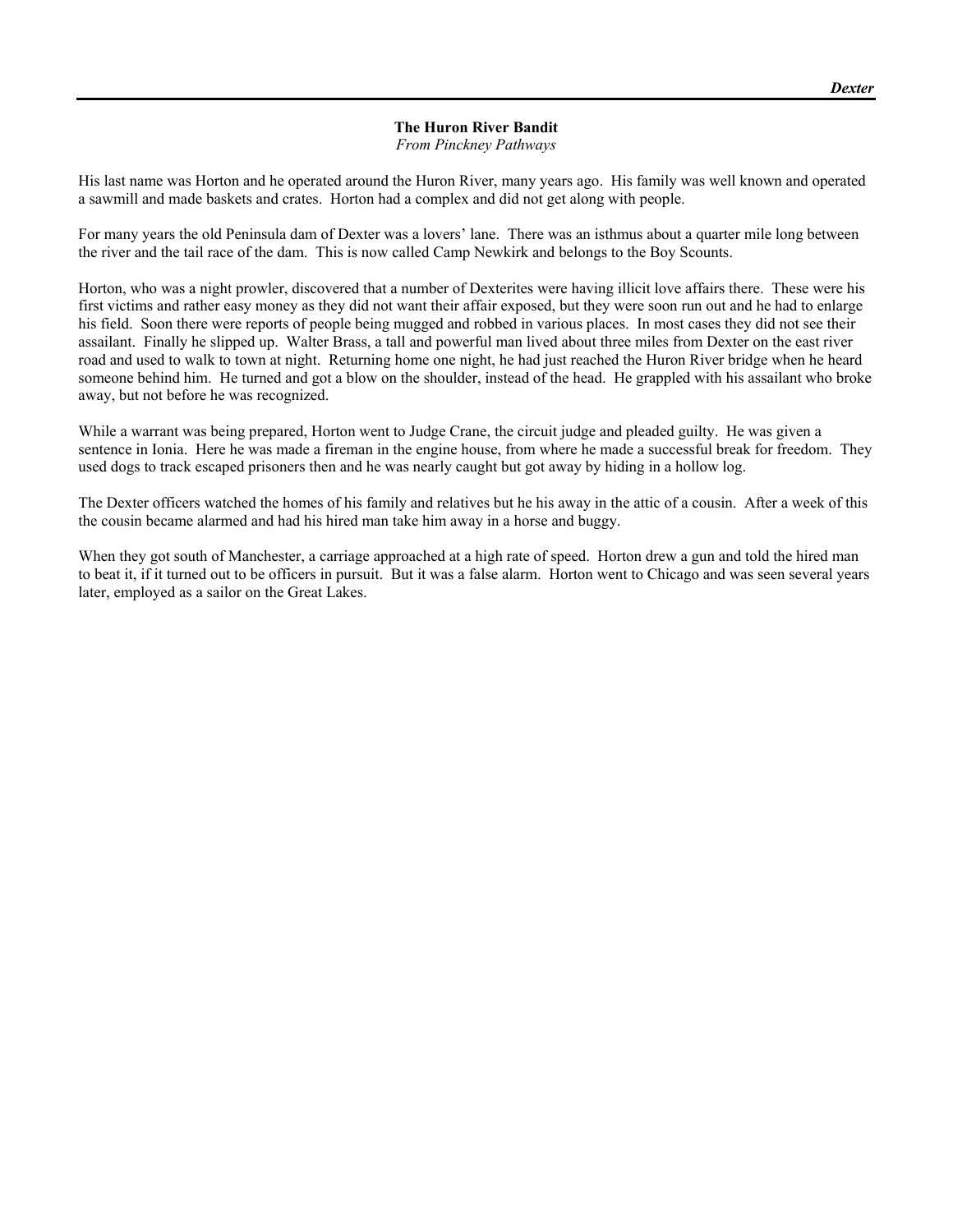**The Huron River Bandit**
*From Pinckney Pathways*

His last name was Horton and he operated around the Huron River, many years ago. His family was well known and operated a sawmill and made baskets and crates. Horton had a complex and did not get along with people.

For many years the old Peninsula dam of Dexter was a lovers' lane. There was an isthmus about a quarter mile long between the river and the tail race of the dam. This is now called Camp Newkirk and belongs to the Boy Scounts.

Horton, who was a night prowler, discovered that a number of Dexterites were having illicit love affairs there. These were his first victims and rather easy money as they did not want their affair exposed, but they were soon run out and he had to enlarge his field. Soon there were reports of people being mugged and robbed in various places. In most cases they did not see their assailant. Finally he slipped up. Walter Brass, a tall and powerful man lived about three miles from Dexter on the east river road and used to walk to town at night. Returning home one night, he had just reached the Huron River bridge when he heard someone behind him. He turned and got a blow on the shoulder, instead of the head. He grappled with his assailant who broke away, but not before he was recognized.

While a warrant was being prepared, Horton went to Judge Crane, the circuit judge and pleaded guilty. He was given a sentence in Ionia. Here he was made a fireman in the engine house, from where he made a successful break for freedom. They used dogs to track escaped prisoners then and he was nearly caught but got away by hiding in a hollow log.

The Dexter officers watched the homes of his family and relatives but he his away in the attic of a cousin. After a week of this the cousin became alarmed and had his hired man take him away in a horse and buggy.

When they got south of Manchester, a carriage approached at a high rate of speed. Horton drew a gun and told the hired man to beat it, if it turned out to be officers in pursuit. But it was a false alarm. Horton went to Chicago and was seen several years later, employed as a sailor on the Great Lakes.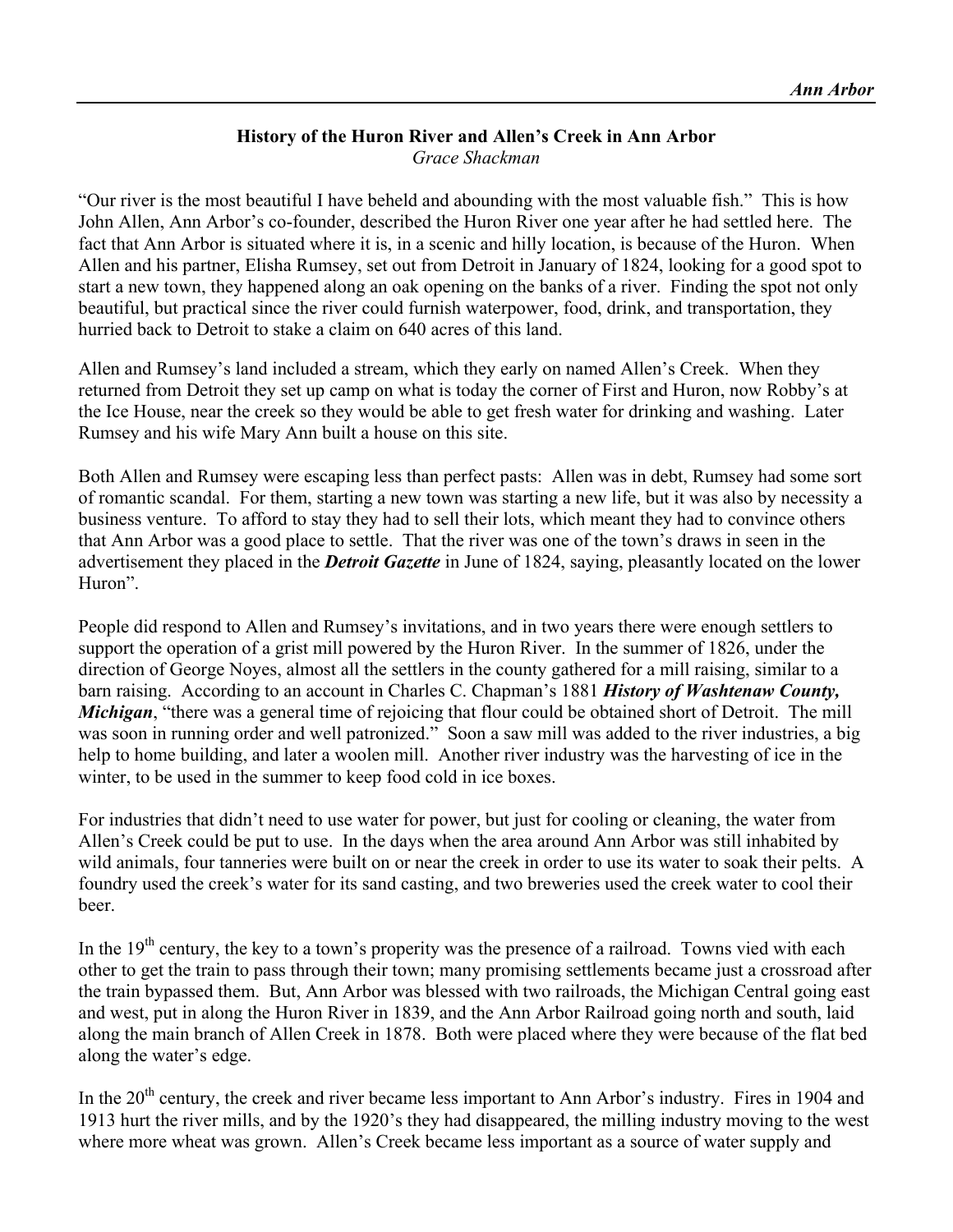## History of the Huron River and Allen's Creek in Ann Arbor

*Grace Shackman*

"Our river is the most beautiful I have beheld and abounding with the most valuable fish." This is how John Allen, Ann Arbor's co-founder, described the Huron River one year after he had settled here. The fact that Ann Arbor is situated where it is, in a scenic and hilly location, is because of the Huron. When Allen and his partner, Elisha Rumsey, set out from Detroit in January of 1824, looking for a good spot to start a new town, they happened along an oak opening on the banks of a river. Finding the spot not only beautiful, but practical since the river could furnish waterpower, food, drink, and transportation, they hurried back to Detroit to stake a claim on 640 acres of this land.

Allen and Rumsey's land included a stream, which they early on named Allen's Creek. When they returned from Detroit they set up camp on what is today the corner of First and Huron, now Robby's at the Ice House, near the creek so they would be able to get fresh water for drinking and washing. Later Rumsey and his wife Mary Ann built a house on this site.

Both Allen and Rumsey were escaping less than perfect pasts: Allen was in debt, Rumsey had some sort of romantic scandal. For them, starting a new town was starting a new life, but it was also by necessity a business venture. To afford to stay they had to sell their lots, which meant they had to convince others that Ann Arbor was a good place to settle. That the river was one of the town's draws in seen in the advertisement they placed in the ***Detroit Gazette*** in June of 1824, saying, pleasantly located on the lower Huron".

People did respond to Allen and Rumsey's invitations, and in two years there were enough settlers to support the operation of a grist mill powered by the Huron River. In the summer of 1826, under the direction of George Noyes, almost all the settlers in the county gathered for a mill raising, similar to a barn raising. According to an account in Charles C. Chapman's 1881 ***History of Washtenaw County, Michigan***, "there was a general time of rejoicing that flour could be obtained short of Detroit. The mill was soon in running order and well patronized." Soon a saw mill was added to the river industries, a big help to home building, and later a woolen mill. Another river industry was the harvesting of ice in the winter, to be used in the summer to keep food cold in ice boxes.

For industries that didn't need to use water for power, but just for cooling or cleaning, the water from Allen's Creek could be put to use. In the days when the area around Ann Arbor was still inhabited by wild animals, four tanneries were built on or near the creek in order to use its water to soak their pelts. A foundry used the creek's water for its sand casting, and two breweries used the creek water to cool their beer.

In the 19th century, the key to a town's properity was the presence of a railroad. Towns vied with each other to get the train to pass through their town; many promising settlements became just a crossroad after the train bypassed them. But, Ann Arbor was blessed with two railroads, the Michigan Central going east and west, put in along the Huron River in 1839, and the Ann Arbor Railroad going north and south, laid along the main branch of Allen Creek in 1878. Both were placed where they were because of the flat bed along the water's edge.

In the 20th century, the creek and river became less important to Ann Arbor's industry. Fires in 1904 and 1913 hurt the river mills, and by the 1920's they had disappeared, the milling industry moving to the west where more wheat was grown. Allen's Creek became less important as a source of water supply and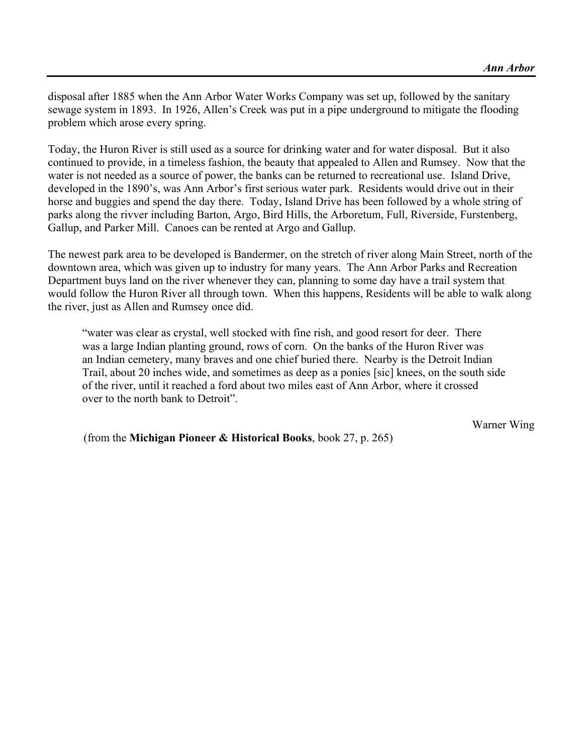disposal after 1885 when the Ann Arbor Water Works Company was set up, followed by the sanitary sewage system in 1893. In 1926, Allen's Creek was put in a pipe underground to mitigate the flooding problem which arose every spring.

Today, the Huron River is still used as a source for drinking water and for water disposal. But it also continued to provide, in a timeless fashion, the beauty that appealed to Allen and Rumsey. Now that the water is not needed as a source of power, the banks can be returned to recreational use. Island Drive, developed in the 1890's, was Ann Arbor's first serious water park. Residents would drive out in their horse and buggies and spend the day there. Today, Island Drive has been followed by a whole string of parks along the rivver including Barton, Argo, Bird Hills, the Arboretum, Full, Riverside, Furstenberg, Gallup, and Parker Mill. Canoes can be rented at Argo and Gallup.

The newest park area to be developed is Bandermer, on the stretch of river along Main Street, north of the downtown area, which was given up to industry for many years. The Ann Arbor Parks and Recreation Department buys land on the river whenever they can, planning to some day have a trail system that would follow the Huron River all through town. When this happens, Residents will be able to walk along the river, just as Allen and Rumsey once did.

> "water was clear as crystal, well stocked with fine rish, and good resort for deer. There was a large Indian planting ground, rows of corn. On the banks of the Huron River was an Indian cemetery, many braves and one chief buried there. Nearby is the Detroit Indian Trail, about 20 inches wide, and sometimes as deep as a ponies [sic] knees, on the south side of the river, until it reached a ford about two miles east of Ann Arbor, where it crossed over to the north bank to Detroit".
>
> Warner Wing
>
> (from the **Michigan Pioneer & Historical Books**, book 27, p. 265)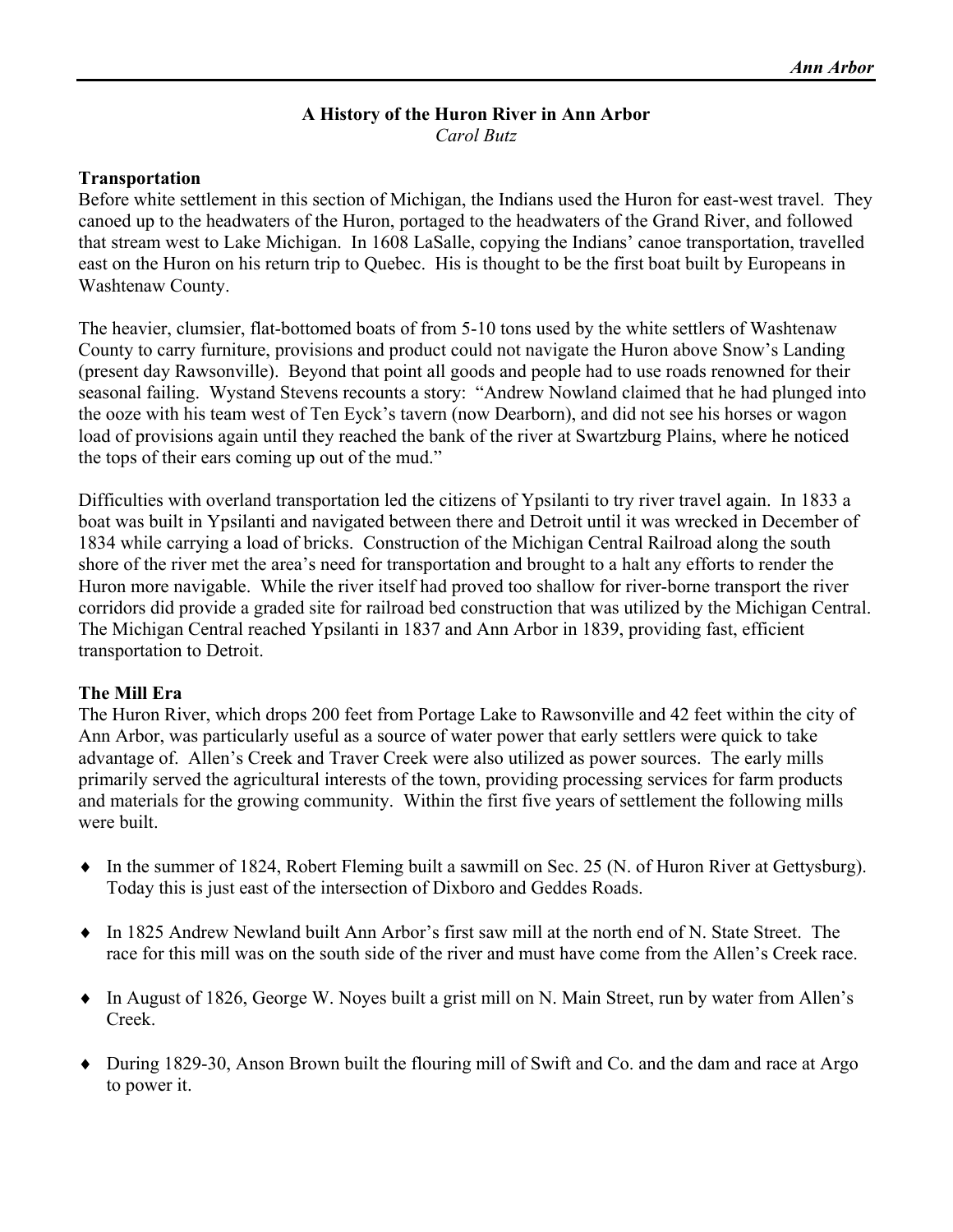## A History of the Huron River in Ann Arbor

*Carol Butz*

### Transportation

Before white settlement in this section of Michigan, the Indians used the Huron for east-west travel. They canoed up to the headwaters of the Huron, portaged to the headwaters of the Grand River, and followed that stream west to Lake Michigan. In 1608 LaSalle, copying the Indians' canoe transportation, travelled east on the Huron on his return trip to Quebec. His is thought to be the first boat built by Europeans in Washtenaw County.

The heavier, clumsier, flat-bottomed boats of from 5-10 tons used by the white settlers of Washtenaw County to carry furniture, provisions and product could not navigate the Huron above Snow's Landing (present day Rawsonville). Beyond that point all goods and people had to use roads renowned for their seasonal failing. Wystand Stevens recounts a story: "Andrew Nowland claimed that he had plunged into the ooze with his team west of Ten Eyck's tavern (now Dearborn), and did not see his horses or wagon load of provisions again until they reached the bank of the river at Swartzburg Plains, where he noticed the tops of their ears coming up out of the mud."

Difficulties with overland transportation led the citizens of Ypsilanti to try river travel again. In 1833 a boat was built in Ypsilanti and navigated between there and Detroit until it was wrecked in December of 1834 while carrying a load of bricks. Construction of the Michigan Central Railroad along the south shore of the river met the area's need for transportation and brought to a halt any efforts to render the Huron more navigable. While the river itself had proved too shallow for river-borne transport the river corridors did provide a graded site for railroad bed construction that was utilized by the Michigan Central. The Michigan Central reached Ypsilanti in 1837 and Ann Arbor in 1839, providing fast, efficient transportation to Detroit.

### The Mill Era

The Huron River, which drops 200 feet from Portage Lake to Rawsonville and 42 feet within the city of Ann Arbor, was particularly useful as a source of water power that early settlers were quick to take advantage of. Allen's Creek and Traver Creek were also utilized as power sources. The early mills primarily served the agricultural interests of the town, providing processing services for farm products and materials for the growing community. Within the first five years of settlement the following mills were built.

- In the summer of 1824, Robert Fleming built a sawmill on Sec. 25 (N. of Huron River at Gettysburg). Today this is just east of the intersection of Dixboro and Geddes Roads.
- In 1825 Andrew Newland built Ann Arbor's first saw mill at the north end of N. State Street. The race for this mill was on the south side of the river and must have come from the Allen's Creek race.
- In August of 1826, George W. Noyes built a grist mill on N. Main Street, run by water from Allen's Creek.
- During 1829-30, Anson Brown built the flouring mill of Swift and Co. and the dam and race at Argo to power it.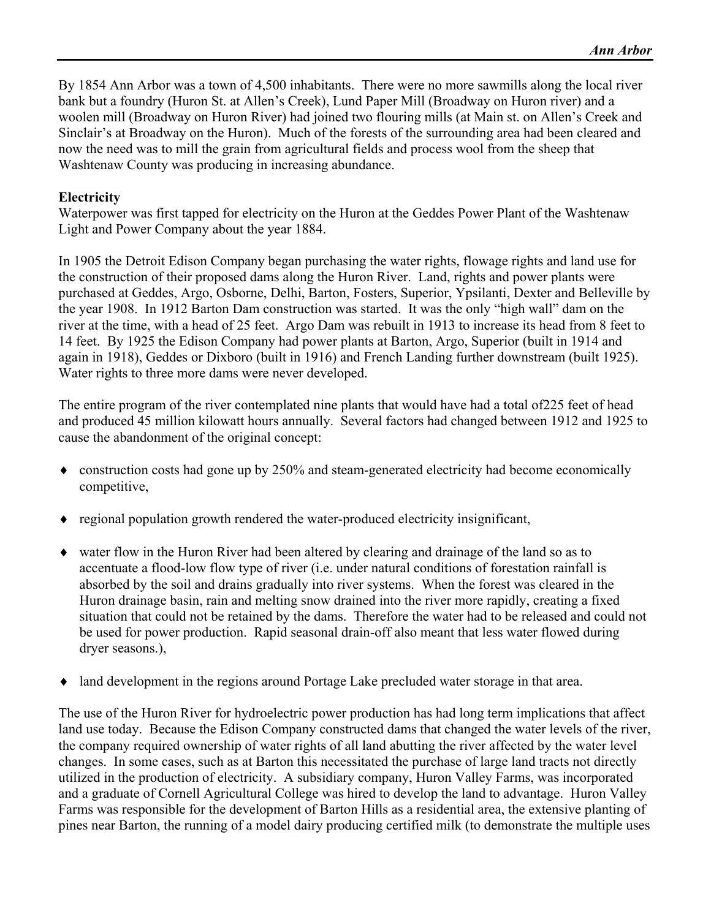By 1854 Ann Arbor was a town of 4,500 inhabitants. There were no more sawmills along the local river bank but a foundry (Huron St. at Allen's Creek), Lund Paper Mill (Broadway on Huron river) and a woolen mill (Broadway on Huron River) had joined two flouring mills (at Main st. on Allen's Creek and Sinclair's at Broadway on the Huron). Much of the forests of the surrounding area had been cleared and now the need was to mill the grain from agricultural fields and process wool from the sheep that Washtenaw County was producing in increasing abundance.

**Electricity**

Waterpower was first tapped for electricity on the Huron at the Geddes Power Plant of the Washtenaw Light and Power Company about the year 1884.

In 1905 the Detroit Edison Company began purchasing the water rights, flowage rights and land use for the construction of their proposed dams along the Huron River. Land, rights and power plants were purchased at Geddes, Argo, Osborne, Delhi, Barton, Fosters, Superior, Ypsilanti, Dexter and Belleville by the year 1908. In 1912 Barton Dam construction was started. It was the only "high wall" dam on the river at the time, with a head of 25 feet. Argo Dam was rebuilt in 1913 to increase its head from 8 feet to 14 feet. By 1925 the Edison Company had power plants at Barton, Argo, Superior (built in 1914 and again in 1918), Geddes or Dixboro (built in 1916) and French Landing further downstream (built 1925). Water rights to three more dams were never developed.

The entire program of the river contemplated nine plants that would have had a total of225 feet of head and produced 45 million kilowatt hours annually. Several factors had changed between 1912 and 1925 to cause the abandonment of the original concept:

- construction costs had gone up by 250% and steam-generated electricity had become economically competitive,
- regional population growth rendered the water-produced electricity insignificant,
- water flow in the Huron River had been altered by clearing and drainage of the land so as to accentuate a flood-low flow type of river (i.e. under natural conditions of forestation rainfall is absorbed by the soil and drains gradually into river systems. When the forest was cleared in the Huron drainage basin, rain and melting snow drained into the river more rapidly, creating a fixed situation that could not be retained by the dams. Therefore the water had to be released and could not be used for power production. Rapid seasonal drain-off also meant that less water flowed during dryer seasons.),
- land development in the regions around Portage Lake precluded water storage in that area.

The use of the Huron River for hydroelectric power production has had long term implications that affect land use today. Because the Edison Company constructed dams that changed the water levels of the river, the company required ownership of water rights of all land abutting the river affected by the water level changes. In some cases, such as at Barton this necessitated the purchase of large land tracts not directly utilized in the production of electricity. A subsidiary company, Huron Valley Farms, was incorporated and a graduate of Cornell Agricultural College was hired to develop the land to advantage. Huron Valley Farms was responsible for the development of Barton Hills as a residential area, the extensive planting of pines near Barton, the running of a model dairy producing certified milk (to demonstrate the multiple uses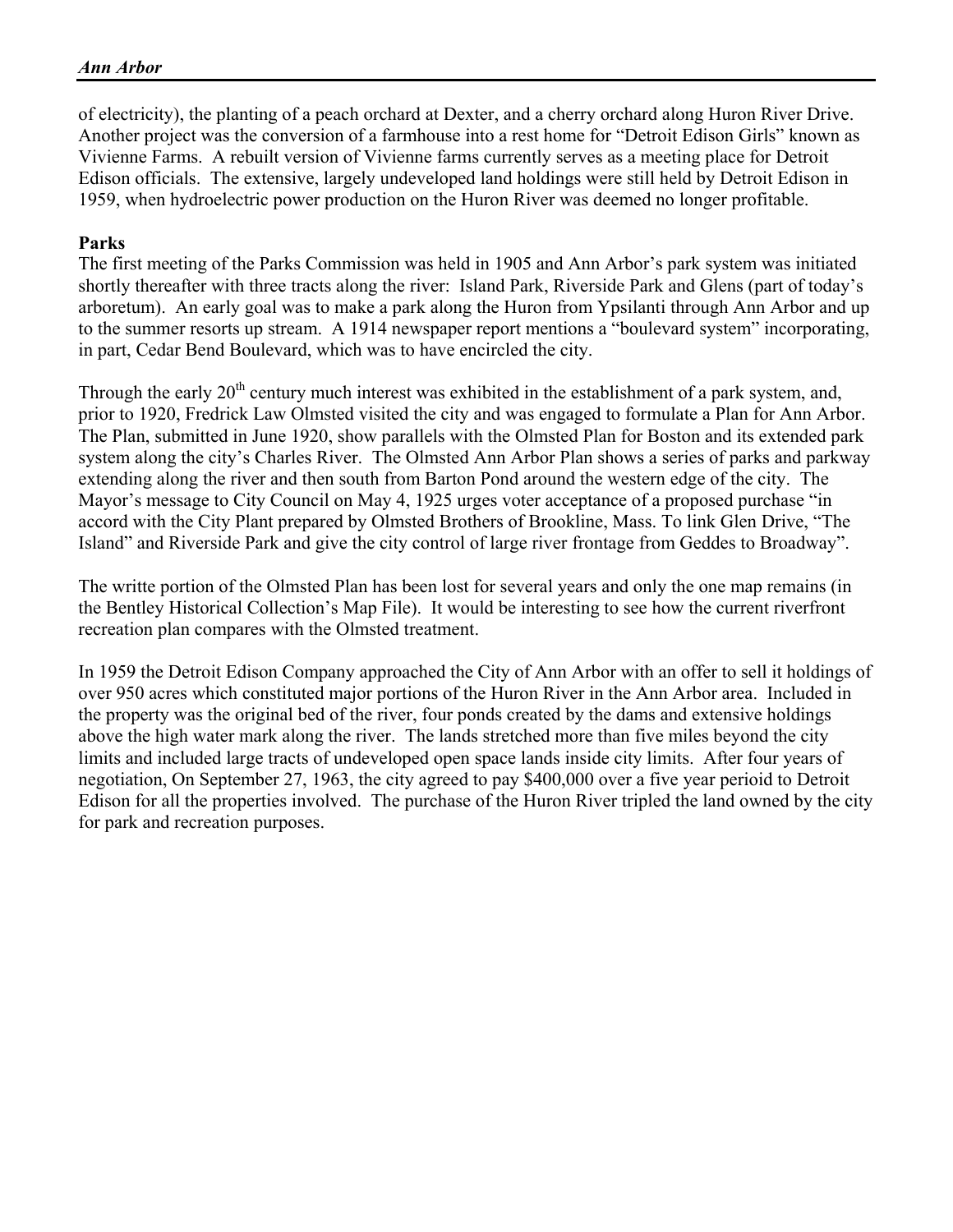of electricity), the planting of a peach orchard at Dexter, and a cherry orchard along Huron River Drive. Another project was the conversion of a farmhouse into a rest home for "Detroit Edison Girls" known as Vivienne Farms. A rebuilt version of Vivienne farms currently serves as a meeting place for Detroit Edison officials. The extensive, largely undeveloped land holdings were still held by Detroit Edison in 1959, when hydroelectric power production on the Huron River was deemed no longer profitable.

**Parks**

The first meeting of the Parks Commission was held in 1905 and Ann Arbor's park system was initiated shortly thereafter with three tracts along the river: Island Park, Riverside Park and Glens (part of today's arboretum). An early goal was to make a park along the Huron from Ypsilanti through Ann Arbor and up to the summer resorts up stream. A 1914 newspaper report mentions a "boulevard system" incorporating, in part, Cedar Bend Boulevard, which was to have encircled the city.

Through the early 20th century much interest was exhibited in the establishment of a park system, and, prior to 1920, Fredrick Law Olmsted visited the city and was engaged to formulate a Plan for Ann Arbor. The Plan, submitted in June 1920, show parallels with the Olmsted Plan for Boston and its extended park system along the city's Charles River. The Olmsted Ann Arbor Plan shows a series of parks and parkway extending along the river and then south from Barton Pond around the western edge of the city. The Mayor's message to City Council on May 4, 1925 urges voter acceptance of a proposed purchase "in accord with the City Plant prepared by Olmsted Brothers of Brookline, Mass. To link Glen Drive, "The Island" and Riverside Park and give the city control of large river frontage from Geddes to Broadway".

The writte portion of the Olmsted Plan has been lost for several years and only the one map remains (in the Bentley Historical Collection's Map File). It would be interesting to see how the current riverfront recreation plan compares with the Olmsted treatment.

In 1959 the Detroit Edison Company approached the City of Ann Arbor with an offer to sell it holdings of over 950 acres which constituted major portions of the Huron River in the Ann Arbor area. Included in the property was the original bed of the river, four ponds created by the dams and extensive holdings above the high water mark along the river. The lands stretched more than five miles beyond the city limits and included large tracts of undeveloped open space lands inside city limits. After four years of negotiation, On September 27, 1963, the city agreed to pay $400,000 over a five year perioid to Detroit Edison for all the properties involved. The purchase of the Huron River tripled the land owned by the city for park and recreation purposes.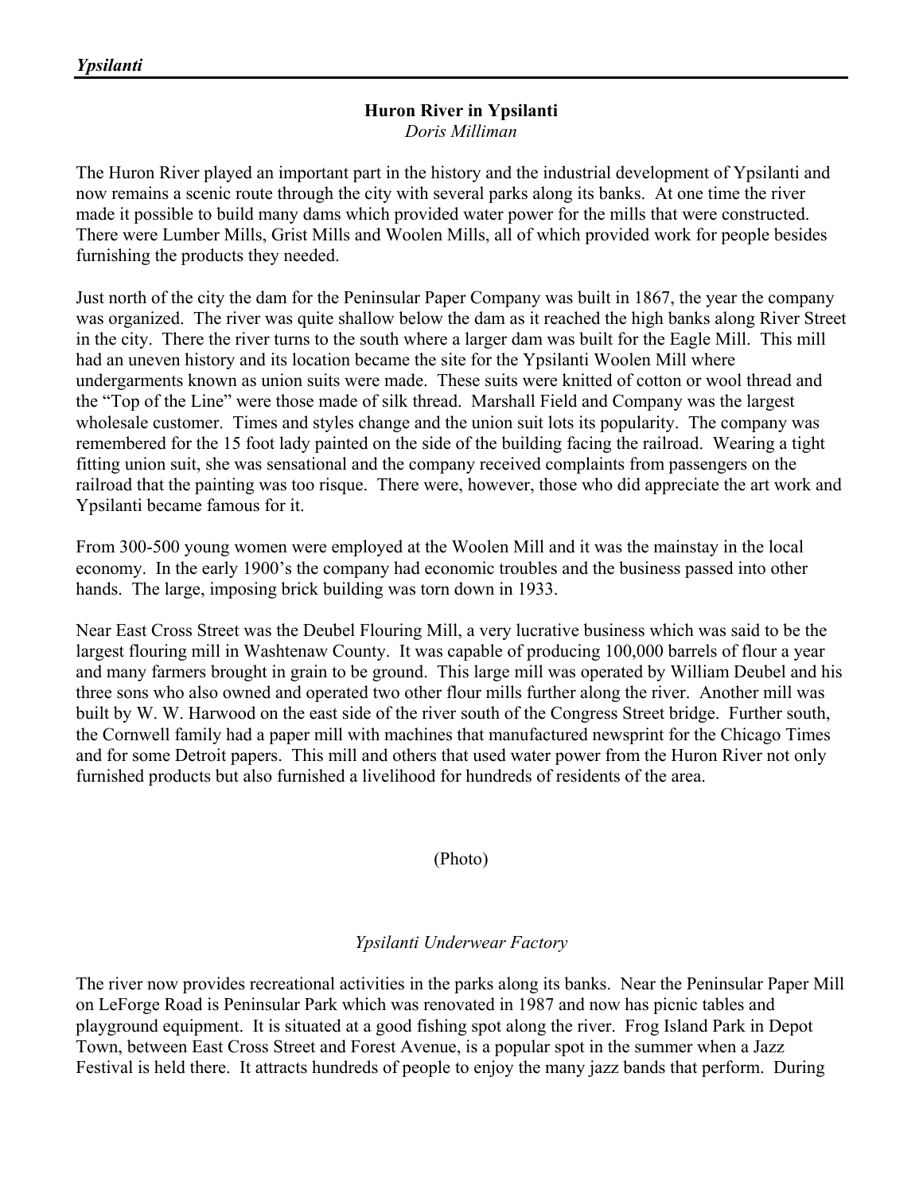## Huron River in Ypsilanti

*Doris Milliman*

The Huron River played an important part in the history and the industrial development of Ypsilanti and now remains a scenic route through the city with several parks along its banks. At one time the river made it possible to build many dams which provided water power for the mills that were constructed. There were Lumber Mills, Grist Mills and Woolen Mills, all of which provided work for people besides furnishing the products they needed.

Just north of the city the dam for the Peninsular Paper Company was built in 1867, the year the company was organized. The river was quite shallow below the dam as it reached the high banks along River Street in the city. There the river turns to the south where a larger dam was built for the Eagle Mill. This mill had an uneven history and its location became the site for the Ypsilanti Woolen Mill where undergarments known as union suits were made. These suits were knitted of cotton or wool thread and the "Top of the Line" were those made of silk thread. Marshall Field and Company was the largest wholesale customer. Times and styles change and the union suit lots its popularity. The company was remembered for the 15 foot lady painted on the side of the building facing the railroad. Wearing a tight fitting union suit, she was sensational and the company received complaints from passengers on the railroad that the painting was too risque. There were, however, those who did appreciate the art work and Ypsilanti became famous for it.

From 300-500 young women were employed at the Woolen Mill and it was the mainstay in the local economy. In the early 1900's the company had economic troubles and the business passed into other hands. The large, imposing brick building was torn down in 1933.

Near East Cross Street was the Deubel Flouring Mill, a very lucrative business which was said to be the largest flouring mill in Washtenaw County. It was capable of producing 100,000 barrels of flour a year and many farmers brought in grain to be ground. This large mill was operated by William Deubel and his three sons who also owned and operated two other flour mills further along the river. Another mill was built by W. W. Harwood on the east side of the river south of the Congress Street bridge. Further south, the Cornwell family had a paper mill with machines that manufactured newsprint for the Chicago Times and for some Detroit papers. This mill and others that used water power from the Huron River not only furnished products but also furnished a livelihood for hundreds of residents of the area.

(Photo)

*Ypsilanti Underwear Factory*

The river now provides recreational activities in the parks along its banks. Near the Peninsular Paper Mill on LeForge Road is Peninsular Park which was renovated in 1987 and now has picnic tables and playground equipment. It is situated at a good fishing spot along the river. Frog Island Park in Depot Town, between East Cross Street and Forest Avenue, is a popular spot in the summer when a Jazz Festival is held there. It attracts hundreds of people to enjoy the many jazz bands that perform. During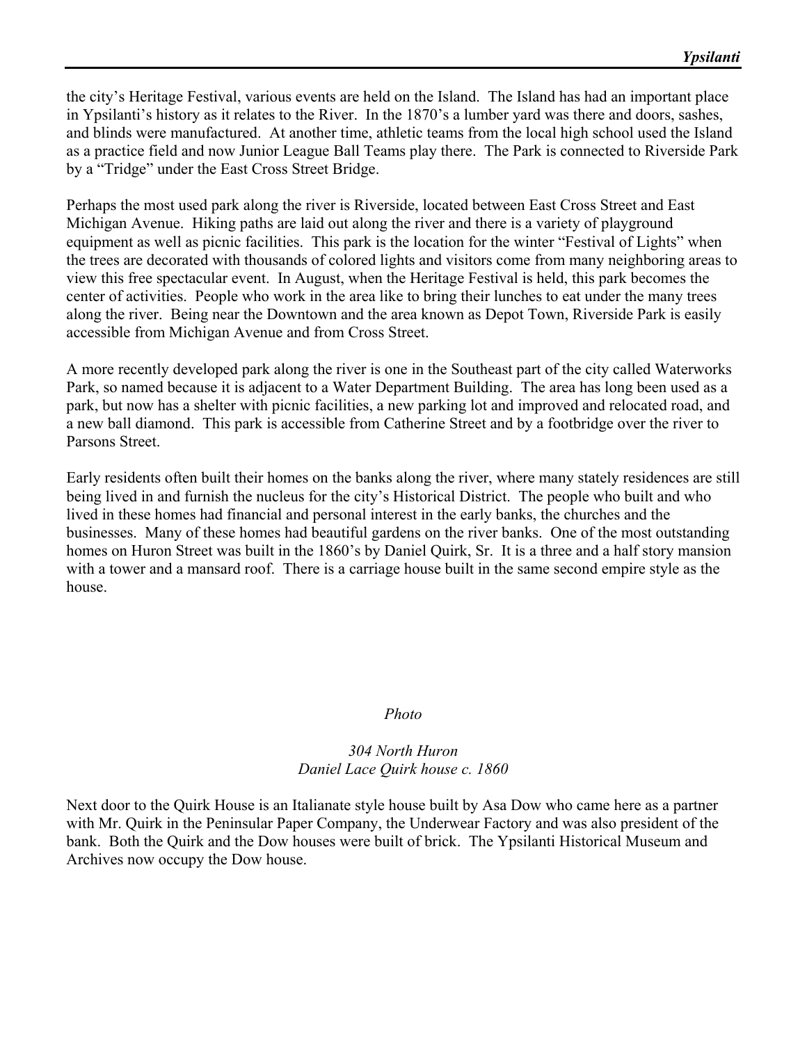the city's Heritage Festival, various events are held on the Island. The Island has had an important place in Ypsilanti's history as it relates to the River. In the 1870's a lumber yard was there and doors, sashes, and blinds were manufactured. At another time, athletic teams from the local high school used the Island as a practice field and now Junior League Ball Teams play there. The Park is connected to Riverside Park by a "Tridge" under the East Cross Street Bridge.

Perhaps the most used park along the river is Riverside, located between East Cross Street and East Michigan Avenue. Hiking paths are laid out along the river and there is a variety of playground equipment as well as picnic facilities. This park is the location for the winter "Festival of Lights" when the trees are decorated with thousands of colored lights and visitors come from many neighboring areas to view this free spectacular event. In August, when the Heritage Festival is held, this park becomes the center of activities. People who work in the area like to bring their lunches to eat under the many trees along the river. Being near the Downtown and the area known as Depot Town, Riverside Park is easily accessible from Michigan Avenue and from Cross Street.

A more recently developed park along the river is one in the Southeast part of the city called Waterworks Park, so named because it is adjacent to a Water Department Building. The area has long been used as a park, but now has a shelter with picnic facilities, a new parking lot and improved and relocated road, and a new ball diamond. This park is accessible from Catherine Street and by a footbridge over the river to Parsons Street.

Early residents often built their homes on the banks along the river, where many stately residences are still being lived in and furnish the nucleus for the city's Historical District. The people who built and who lived in these homes had financial and personal interest in the early banks, the churches and the businesses. Many of these homes had beautiful gardens on the river banks. One of the most outstanding homes on Huron Street was built in the 1860's by Daniel Quirk, Sr. It is a three and a half story mansion with a tower and a mansard roof. There is a carriage house built in the same second empire style as the house.

*Photo*

*304 North Huron*
*Daniel Lace Quirk house c. 1860*

Next door to the Quirk House is an Italianate style house built by Asa Dow who came here as a partner with Mr. Quirk in the Peninsular Paper Company, the Underwear Factory and was also president of the bank. Both the Quirk and the Dow houses were built of brick. The Ypsilanti Historical Museum and Archives now occupy the Dow house.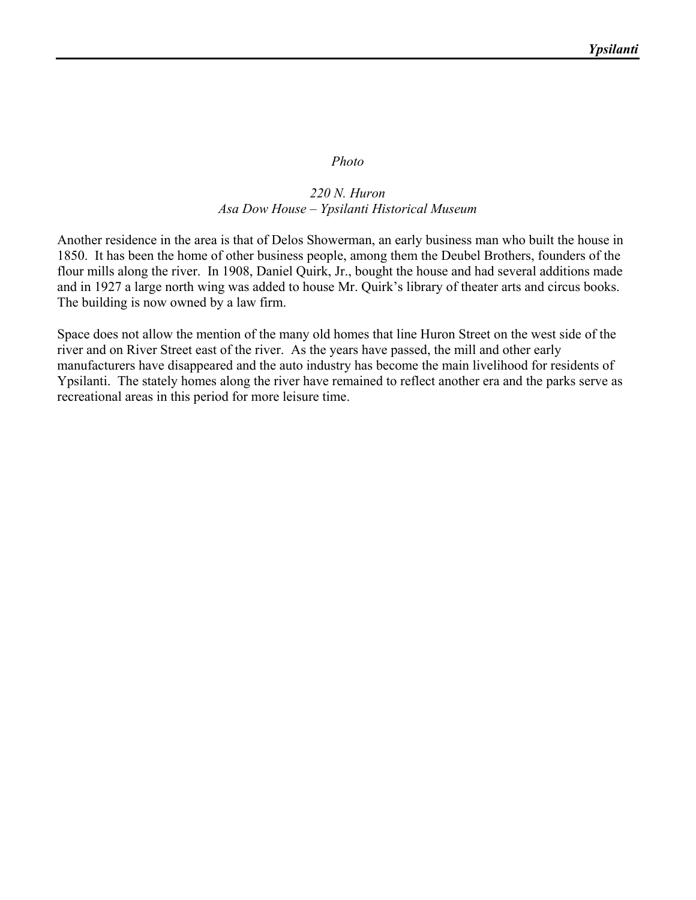*Photo*

*220 N. Huron*
*Asa Dow House – Ypsilanti Historical Museum*

Another residence in the area is that of Delos Showerman, an early business man who built the house in 1850. It has been the home of other business people, among them the Deubel Brothers, founders of the flour mills along the river. In 1908, Daniel Quirk, Jr., bought the house and had several additions made and in 1927 a large north wing was added to house Mr. Quirk's library of theater arts and circus books. The building is now owned by a law firm.

Space does not allow the mention of the many old homes that line Huron Street on the west side of the river and on River Street east of the river. As the years have passed, the mill and other early manufacturers have disappeared and the auto industry has become the main livelihood for residents of Ypsilanti. The stately homes along the river have remained to reflect another era and the parks serve as recreational areas in this period for more leisure time.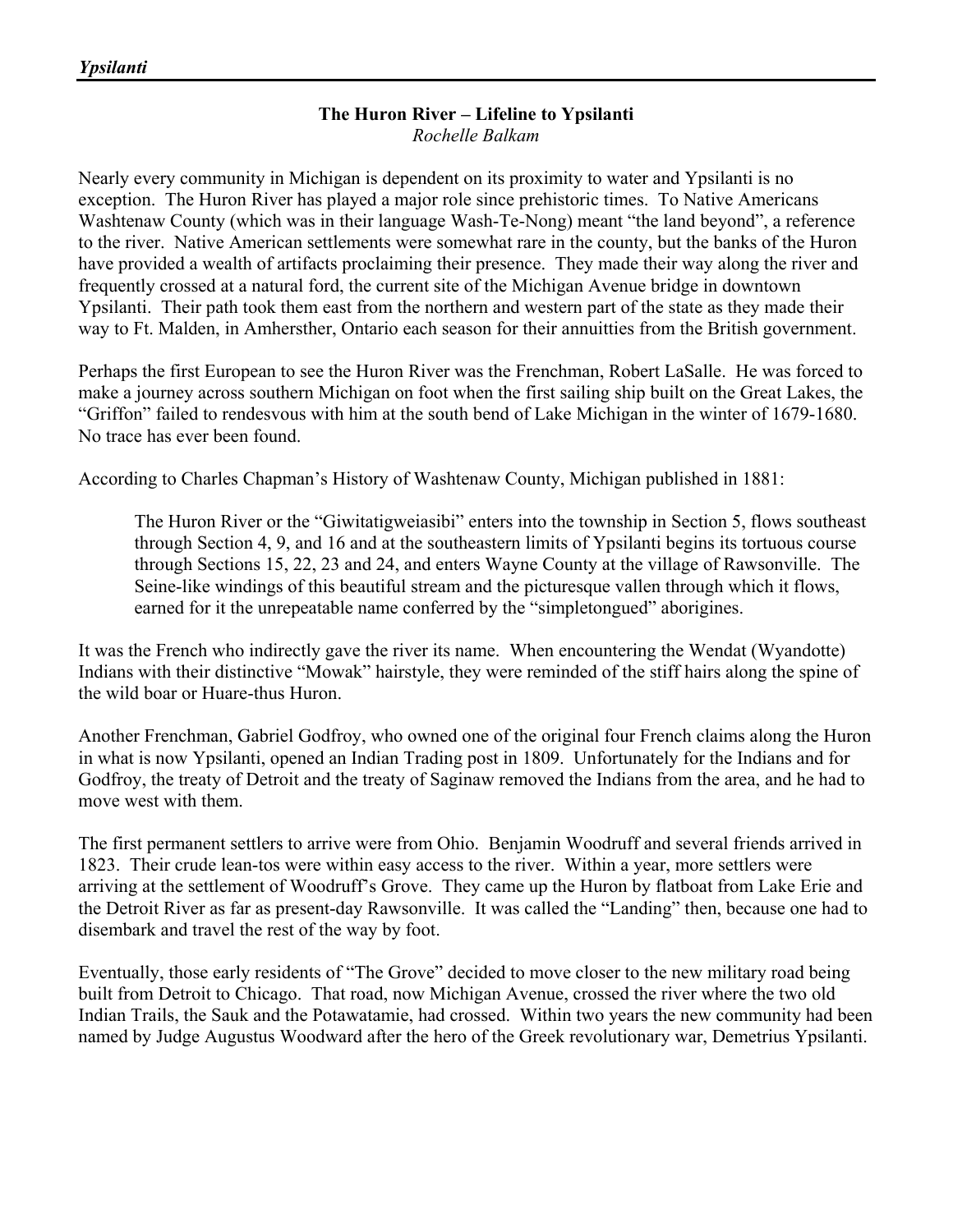## The Huron River – Lifeline to Ypsilanti

*Rochelle Balkam*

Nearly every community in Michigan is dependent on its proximity to water and Ypsilanti is no exception. The Huron River has played a major role since prehistoric times. To Native Americans Washtenaw County (which was in their language Wash-Te-Nong) meant "the land beyond", a reference to the river. Native American settlements were somewhat rare in the county, but the banks of the Huron have provided a wealth of artifacts proclaiming their presence. They made their way along the river and frequently crossed at a natural ford, the current site of the Michigan Avenue bridge in downtown Ypsilanti. Their path took them east from the northern and western part of the state as they made their way to Ft. Malden, in Amhersther, Ontario each season for their annuitties from the British government.

Perhaps the first European to see the Huron River was the Frenchman, Robert LaSalle. He was forced to make a journey across southern Michigan on foot when the first sailing ship built on the Great Lakes, the "Griffon" failed to rendesvous with him at the south bend of Lake Michigan in the winter of 1679-1680. No trace has ever been found.

According to Charles Chapman's History of Washtenaw County, Michigan published in 1881:

> The Huron River or the "Giwitatigweiasibi" enters into the township in Section 5, flows southeast through Section 4, 9, and 16 and at the southeastern limits of Ypsilanti begins its tortuous course through Sections 15, 22, 23 and 24, and enters Wayne County at the village of Rawsonville. The Seine-like windings of this beautiful stream and the picturesque vallen through which it flows, earned for it the unrepeatable name conferred by the "simpletongued" aborigines.

It was the French who indirectly gave the river its name. When encountering the Wendat (Wyandotte) Indians with their distinctive "Mowak" hairstyle, they were reminded of the stiff hairs along the spine of the wild boar or Huare-thus Huron.

Another Frenchman, Gabriel Godfroy, who owned one of the original four French claims along the Huron in what is now Ypsilanti, opened an Indian Trading post in 1809. Unfortunately for the Indians and for Godfroy, the treaty of Detroit and the treaty of Saginaw removed the Indians from the area, and he had to move west with them.

The first permanent settlers to arrive were from Ohio. Benjamin Woodruff and several friends arrived in 1823. Their crude lean-tos were within easy access to the river. Within a year, more settlers were arriving at the settlement of Woodruff's Grove. They came up the Huron by flatboat from Lake Erie and the Detroit River as far as present-day Rawsonville. It was called the "Landing" then, because one had to disembark and travel the rest of the way by foot.

Eventually, those early residents of "The Grove" decided to move closer to the new military road being built from Detroit to Chicago. That road, now Michigan Avenue, crossed the river where the two old Indian Trails, the Sauk and the Potawatamie, had crossed. Within two years the new community had been named by Judge Augustus Woodward after the hero of the Greek revolutionary war, Demetrius Ypsilanti.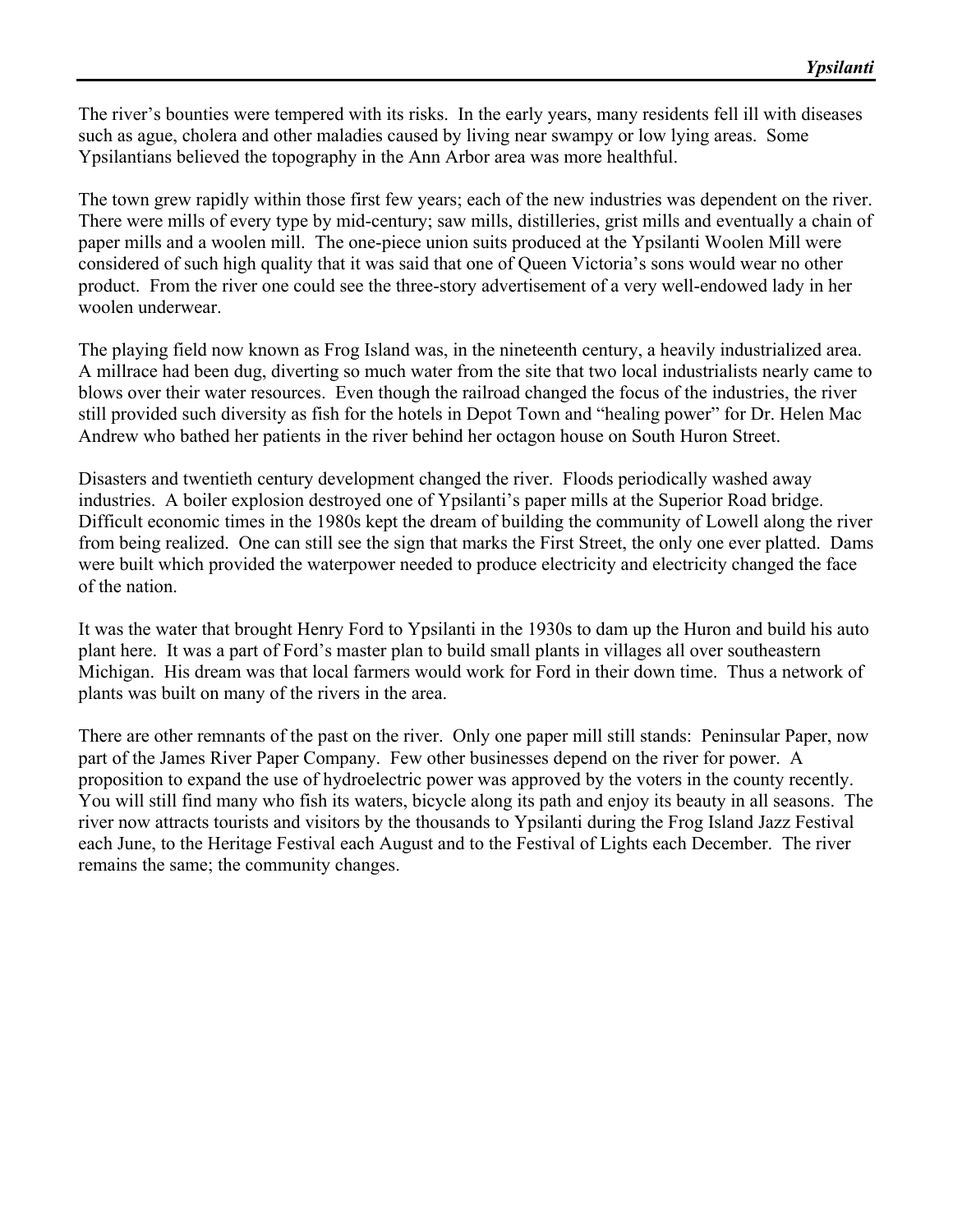The river's bounties were tempered with its risks. In the early years, many residents fell ill with diseases such as ague, cholera and other maladies caused by living near swampy or low lying areas. Some Ypsilantians believed the topography in the Ann Arbor area was more healthful.

The town grew rapidly within those first few years; each of the new industries was dependent on the river. There were mills of every type by mid-century; saw mills, distilleries, grist mills and eventually a chain of paper mills and a woolen mill. The one-piece union suits produced at the Ypsilanti Woolen Mill were considered of such high quality that it was said that one of Queen Victoria's sons would wear no other product. From the river one could see the three-story advertisement of a very well-endowed lady in her woolen underwear.

The playing field now known as Frog Island was, in the nineteenth century, a heavily industrialized area. A millrace had been dug, diverting so much water from the site that two local industrialists nearly came to blows over their water resources. Even though the railroad changed the focus of the industries, the river still provided such diversity as fish for the hotels in Depot Town and "healing power" for Dr. Helen Mac Andrew who bathed her patients in the river behind her octagon house on South Huron Street.

Disasters and twentieth century development changed the river. Floods periodically washed away industries. A boiler explosion destroyed one of Ypsilanti's paper mills at the Superior Road bridge. Difficult economic times in the 1980s kept the dream of building the community of Lowell along the river from being realized. One can still see the sign that marks the First Street, the only one ever platted. Dams were built which provided the waterpower needed to produce electricity and electricity changed the face of the nation.

It was the water that brought Henry Ford to Ypsilanti in the 1930s to dam up the Huron and build his auto plant here. It was a part of Ford's master plan to build small plants in villages all over southeastern Michigan. His dream was that local farmers would work for Ford in their down time. Thus a network of plants was built on many of the rivers in the area.

There are other remnants of the past on the river. Only one paper mill still stands: Peninsular Paper, now part of the James River Paper Company. Few other businesses depend on the river for power. A proposition to expand the use of hydroelectric power was approved by the voters in the county recently. You will still find many who fish its waters, bicycle along its path and enjoy its beauty in all seasons. The river now attracts tourists and visitors by the thousands to Ypsilanti during the Frog Island Jazz Festival each June, to the Heritage Festival each August and to the Festival of Lights each December. The river remains the same; the community changes.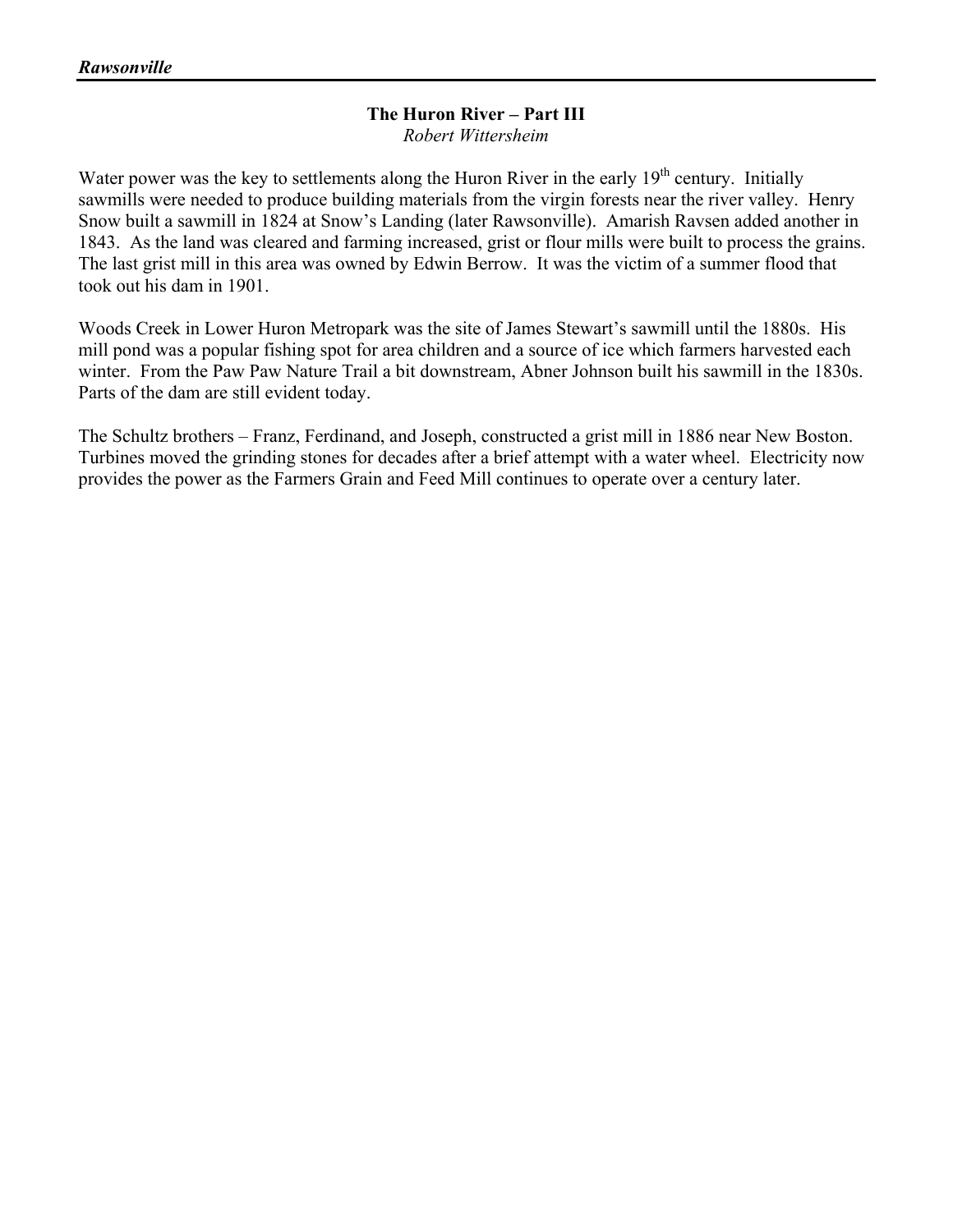## The Huron River – Part III

*Robert Wittersheim*

Water power was the key to settlements along the Huron River in the early 19th century. Initially sawmills were needed to produce building materials from the virgin forests near the river valley. Henry Snow built a sawmill in 1824 at Snow's Landing (later Rawsonville). Amarish Ravsen added another in 1843. As the land was cleared and farming increased, grist or flour mills were built to process the grains. The last grist mill in this area was owned by Edwin Berrow. It was the victim of a summer flood that took out his dam in 1901.

Woods Creek in Lower Huron Metropark was the site of James Stewart's sawmill until the 1880s. His mill pond was a popular fishing spot for area children and a source of ice which farmers harvested each winter. From the Paw Paw Nature Trail a bit downstream, Abner Johnson built his sawmill in the 1830s. Parts of the dam are still evident today.

The Schultz brothers – Franz, Ferdinand, and Joseph, constructed a grist mill in 1886 near New Boston. Turbines moved the grinding stones for decades after a brief attempt with a water wheel. Electricity now provides the power as the Farmers Grain and Feed Mill continues to operate over a century later.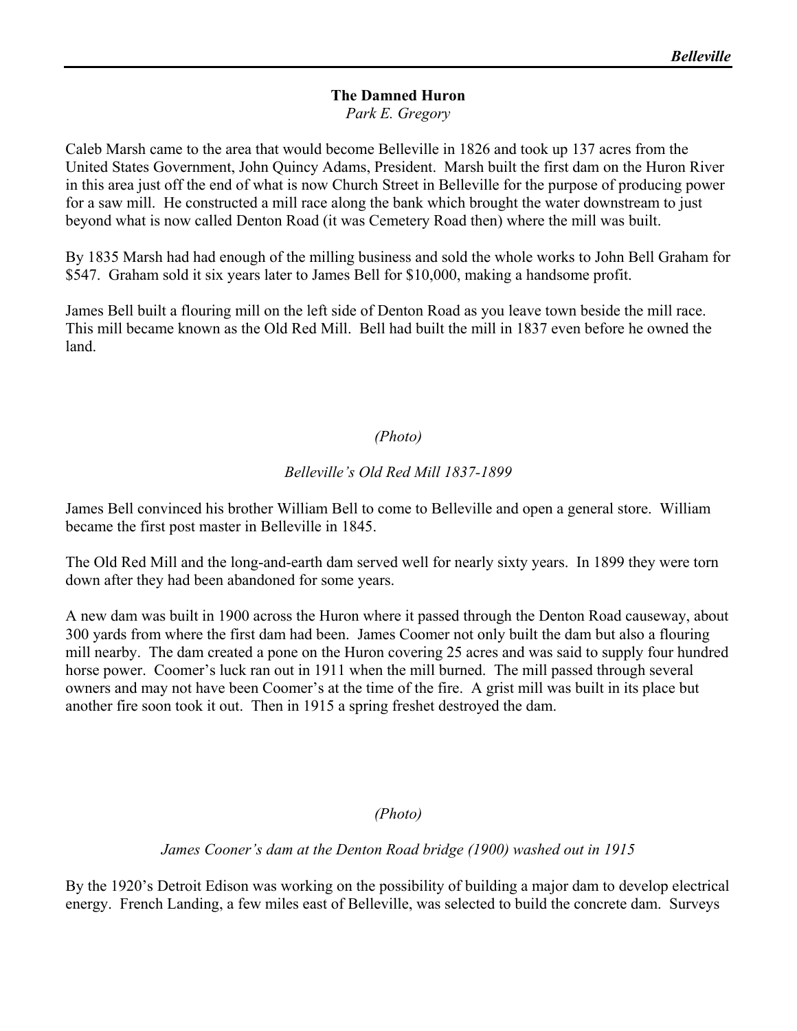## The Damned Huron

*Park E. Gregory*

Caleb Marsh came to the area that would become Belleville in 1826 and took up 137 acres from the United States Government, John Quincy Adams, President. Marsh built the first dam on the Huron River in this area just off the end of what is now Church Street in Belleville for the purpose of producing power for a saw mill. He constructed a mill race along the bank which brought the water downstream to just beyond what is now called Denton Road (it was Cemetery Road then) where the mill was built.

By 1835 Marsh had had enough of the milling business and sold the whole works to John Bell Graham for $547. Graham sold it six years later to James Bell for $10,000, making a handsome profit.

James Bell built a flouring mill on the left side of Denton Road as you leave town beside the mill race. This mill became known as the Old Red Mill. Bell had built the mill in 1837 even before he owned the land.

*(Photo)*

*Belleville's Old Red Mill 1837-1899*

James Bell convinced his brother William Bell to come to Belleville and open a general store. William became the first post master in Belleville in 1845.

The Old Red Mill and the long-and-earth dam served well for nearly sixty years. In 1899 they were torn down after they had been abandoned for some years.

A new dam was built in 1900 across the Huron where it passed through the Denton Road causeway, about 300 yards from where the first dam had been. James Coomer not only built the dam but also a flouring mill nearby. The dam created a pone on the Huron covering 25 acres and was said to supply four hundred horse power. Coomer's luck ran out in 1911 when the mill burned. The mill passed through several owners and may not have been Coomer's at the time of the fire. A grist mill was built in its place but another fire soon took it out. Then in 1915 a spring freshet destroyed the dam.

*(Photo)*

*James Cooner's dam at the Denton Road bridge (1900) washed out in 1915*

By the 1920's Detroit Edison was working on the possibility of building a major dam to develop electrical energy. French Landing, a few miles east of Belleville, was selected to build the concrete dam. Surveys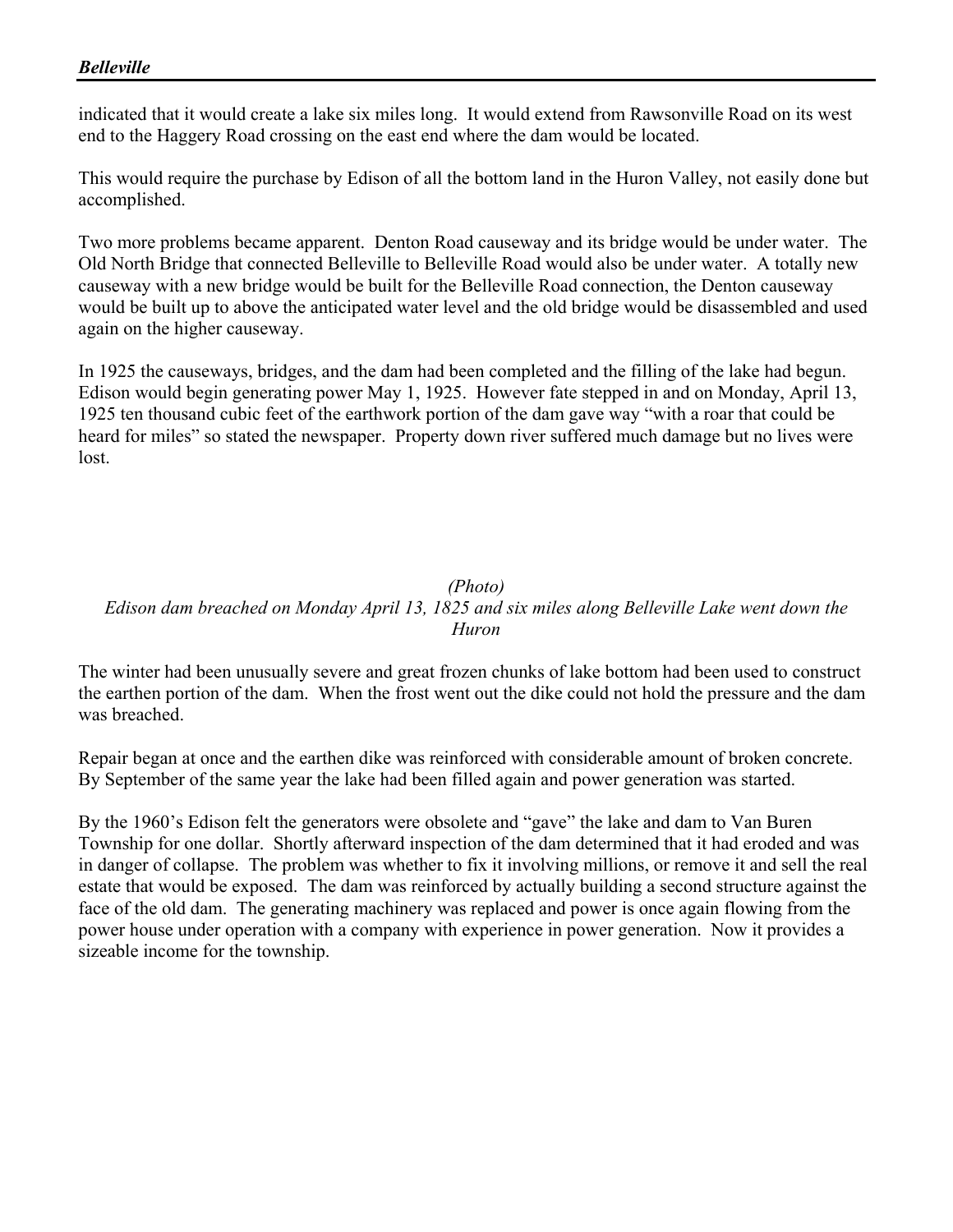indicated that it would create a lake six miles long. It would extend from Rawsonville Road on its west end to the Haggery Road crossing on the east end where the dam would be located.

This would require the purchase by Edison of all the bottom land in the Huron Valley, not easily done but accomplished.

Two more problems became apparent. Denton Road causeway and its bridge would be under water. The Old North Bridge that connected Belleville to Belleville Road would also be under water. A totally new causeway with a new bridge would be built for the Belleville Road connection, the Denton causeway would be built up to above the anticipated water level and the old bridge would be disassembled and used again on the higher causeway.

In 1925 the causeways, bridges, and the dam had been completed and the filling of the lake had begun. Edison would begin generating power May 1, 1925. However fate stepped in and on Monday, April 13, 1925 ten thousand cubic feet of the earthwork portion of the dam gave way "with a roar that could be heard for miles" so stated the newspaper. Property down river suffered much damage but no lives were lost.

*(Photo)*

*Edison dam breached on Monday April 13, 1825 and six miles along Belleville Lake went down the Huron*

The winter had been unusually severe and great frozen chunks of lake bottom had been used to construct the earthen portion of the dam. When the frost went out the dike could not hold the pressure and the dam was breached.

Repair began at once and the earthen dike was reinforced with considerable amount of broken concrete. By September of the same year the lake had been filled again and power generation was started.

By the 1960's Edison felt the generators were obsolete and "gave" the lake and dam to Van Buren Township for one dollar. Shortly afterward inspection of the dam determined that it had eroded and was in danger of collapse. The problem was whether to fix it involving millions, or remove it and sell the real estate that would be exposed. The dam was reinforced by actually building a second structure against the face of the old dam. The generating machinery was replaced and power is once again flowing from the power house under operation with a company with experience in power generation. Now it provides a sizeable income for the township.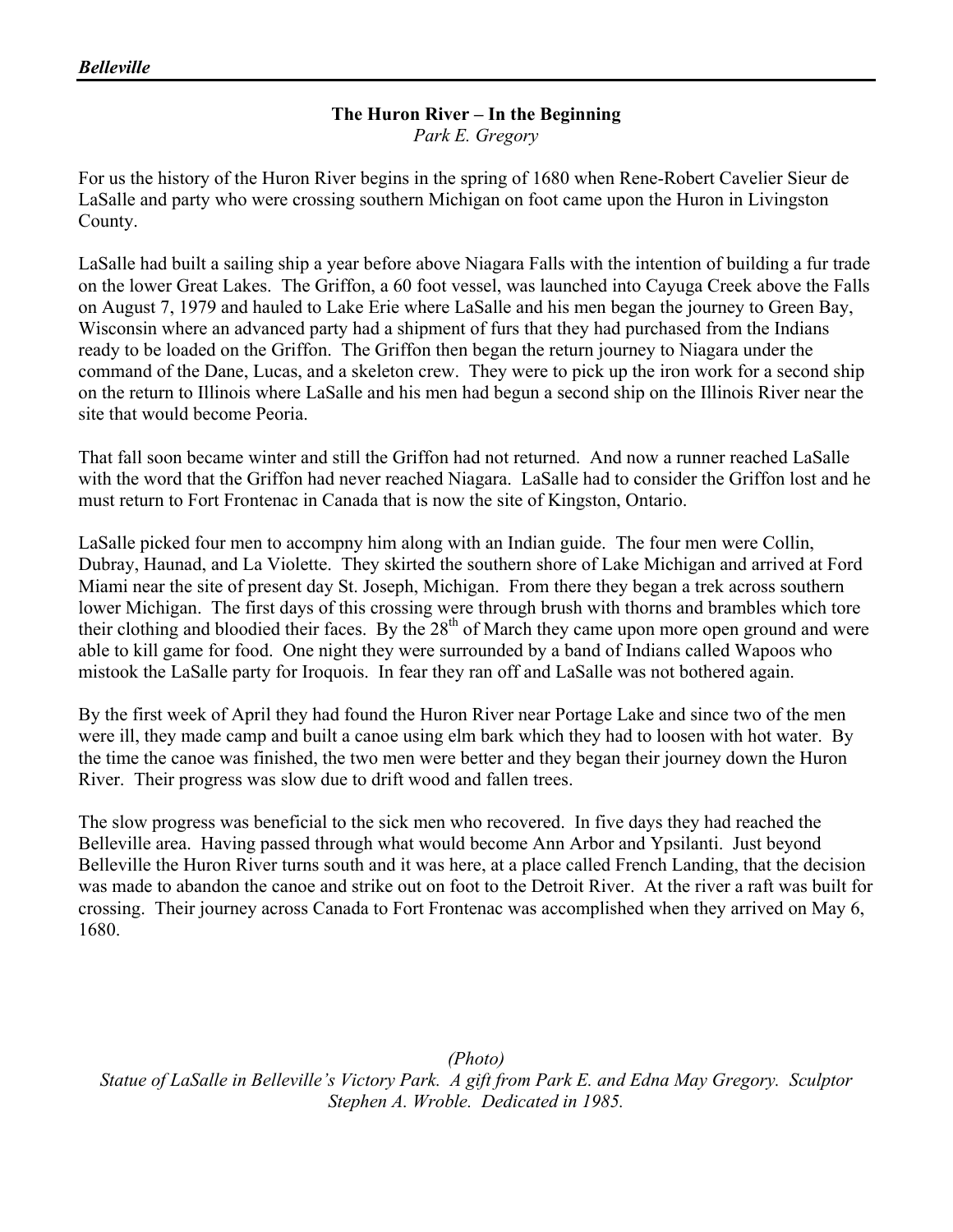# The Huron River – In the Beginning

*Park E. Gregory*

For us the history of the Huron River begins in the spring of 1680 when Rene-Robert Cavelier Sieur de LaSalle and party who were crossing southern Michigan on foot came upon the Huron in Livingston County.

LaSalle had built a sailing ship a year before above Niagara Falls with the intention of building a fur trade on the lower Great Lakes. The Griffon, a 60 foot vessel, was launched into Cayuga Creek above the Falls on August 7, 1979 and hauled to Lake Erie where LaSalle and his men began the journey to Green Bay, Wisconsin where an advanced party had a shipment of furs that they had purchased from the Indians ready to be loaded on the Griffon. The Griffon then began the return journey to Niagara under the command of the Dane, Lucas, and a skeleton crew. They were to pick up the iron work for a second ship on the return to Illinois where LaSalle and his men had begun a second ship on the Illinois River near the site that would become Peoria.

That fall soon became winter and still the Griffon had not returned. And now a runner reached LaSalle with the word that the Griffon had never reached Niagara. LaSalle had to consider the Griffon lost and he must return to Fort Frontenac in Canada that is now the site of Kingston, Ontario.

LaSalle picked four men to accompny him along with an Indian guide. The four men were Collin, Dubray, Haunad, and La Violette. They skirted the southern shore of Lake Michigan and arrived at Ford Miami near the site of present day St. Joseph, Michigan. From there they began a trek across southern lower Michigan. The first days of this crossing were through brush with thorns and brambles which tore their clothing and bloodied their faces. By the 28th of March they came upon more open ground and were able to kill game for food. One night they were surrounded by a band of Indians called Wapoos who mistook the LaSalle party for Iroquois. In fear they ran off and LaSalle was not bothered again.

By the first week of April they had found the Huron River near Portage Lake and since two of the men were ill, they made camp and built a canoe using elm bark which they had to loosen with hot water. By the time the canoe was finished, the two men were better and they began their journey down the Huron River. Their progress was slow due to drift wood and fallen trees.

The slow progress was beneficial to the sick men who recovered. In five days they had reached the Belleville area. Having passed through what would become Ann Arbor and Ypsilanti. Just beyond Belleville the Huron River turns south and it was here, at a place called French Landing, that the decision was made to abandon the canoe and strike out on foot to the Detroit River. At the river a raft was built for crossing. Their journey across Canada to Fort Frontenac was accomplished when they arrived on May 6, 1680.

*(Photo)*

*Statue of LaSalle in Belleville's Victory Park. A gift from Park E. and Edna May Gregory. Sculptor Stephen A. Wroble. Dedicated in 1985.*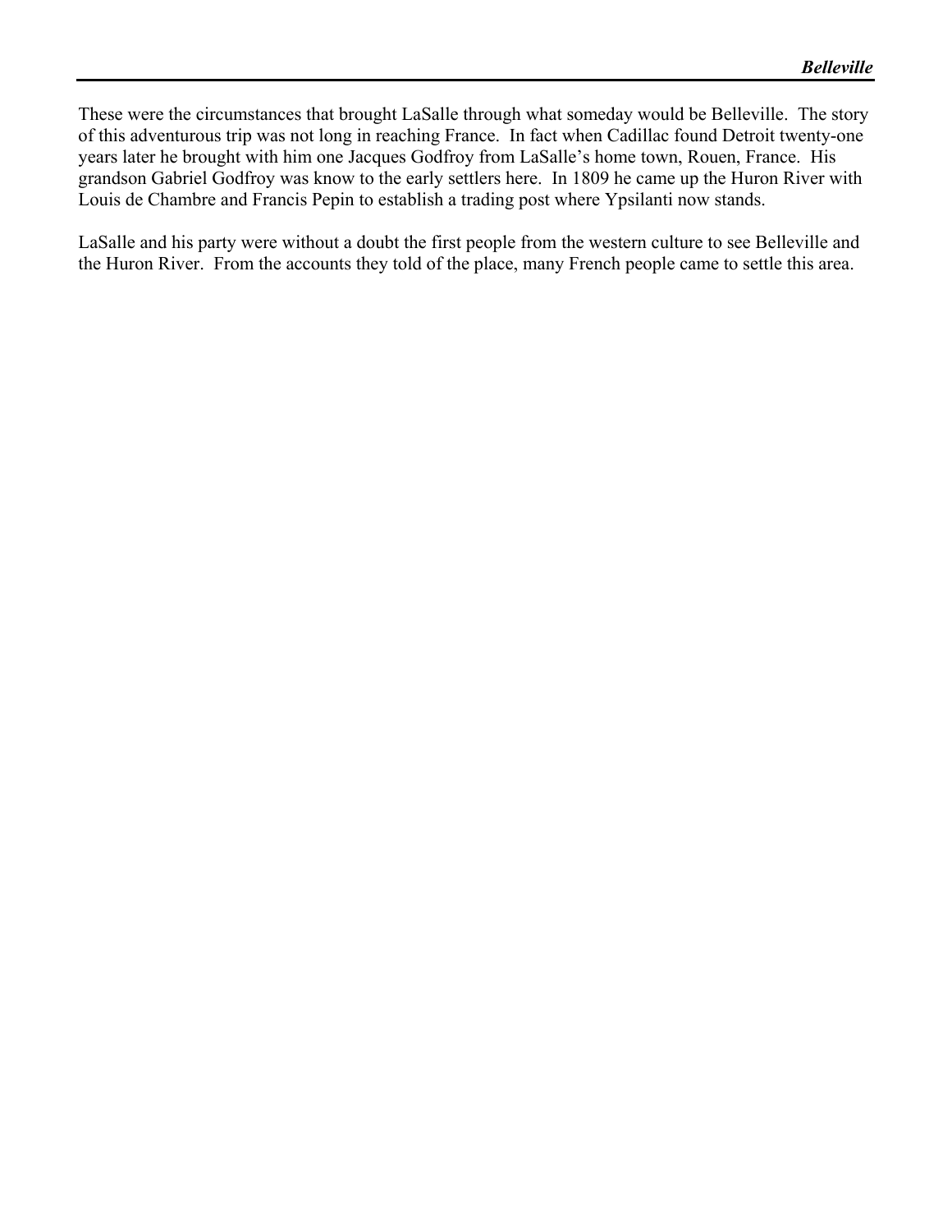These were the circumstances that brought LaSalle through what someday would be Belleville. The story of this adventurous trip was not long in reaching France. In fact when Cadillac found Detroit twenty-one years later he brought with him one Jacques Godfroy from LaSalle's home town, Rouen, France. His grandson Gabriel Godfroy was know to the early settlers here. In 1809 he came up the Huron River with Louis de Chambre and Francis Pepin to establish a trading post where Ypsilanti now stands.

LaSalle and his party were without a doubt the first people from the western culture to see Belleville and the Huron River. From the accounts they told of the place, many French people came to settle this area.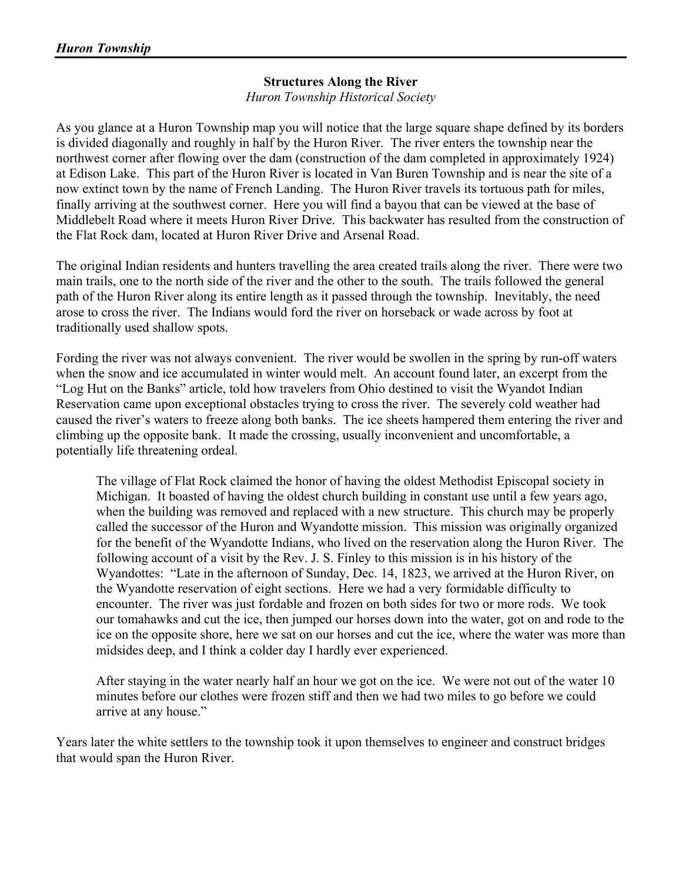## Structures Along the River

*Huron Township Historical Society*

As you glance at a Huron Township map you will notice that the large square shape defined by its borders is divided diagonally and roughly in half by the Huron River. The river enters the township near the northwest corner after flowing over the dam (construction of the dam completed in approximately 1924) at Edison Lake. This part of the Huron River is located in Van Buren Township and is near the site of a now extinct town by the name of French Landing. The Huron River travels its tortuous path for miles, finally arriving at the southwest corner. Here you will find a bayou that can be viewed at the base of Middlebelt Road where it meets Huron River Drive. This backwater has resulted from the construction of the Flat Rock dam, located at Huron River Drive and Arsenal Road.

The original Indian residents and hunters travelling the area created trails along the river. There were two main trails, one to the north side of the river and the other to the south. The trails followed the general path of the Huron River along its entire length as it passed through the township. Inevitably, the need arose to cross the river. The Indians would ford the river on horseback or wade across by foot at traditionally used shallow spots.

Fording the river was not always convenient. The river would be swollen in the spring by run-off waters when the snow and ice accumulated in winter would melt. An account found later, an excerpt from the "Log Hut on the Banks" article, told how travelers from Ohio destined to visit the Wyandot Indian Reservation came upon exceptional obstacles trying to cross the river. The severely cold weather had caused the river's waters to freeze along both banks. The ice sheets hampered them entering the river and climbing up the opposite bank. It made the crossing, usually inconvenient and uncomfortable, a potentially life threatening ordeal.

> The village of Flat Rock claimed the honor of having the oldest Methodist Episcopal society in Michigan. It boasted of having the oldest church building in constant use until a few years ago, when the building was removed and replaced with a new structure. This church may be properly called the successor of the Huron and Wyandotte mission. This mission was originally organized for the benefit of the Wyandotte Indians, who lived on the reservation along the Huron River. The following account of a visit by the Rev. J. S. Finley to this mission is in his history of the Wyandottes: "Late in the afternoon of Sunday, Dec. 14, 1823, we arrived at the Huron River, on the Wyandotte reservation of eight sections. Here we had a very formidable difficulty to encounter. The river was just fordable and frozen on both sides for two or more rods. We took our tomahawks and cut the ice, then jumped our horses down into the water, got on and rode to the ice on the opposite shore, here we sat on our horses and cut the ice, where the water was more than midsides deep, and I think a colder day I hardly ever experienced.
>
> After staying in the water nearly half an hour we got on the ice. We were not out of the water 10 minutes before our clothes were frozen stiff and then we had two miles to go before we could arrive at any house."

Years later the white settlers to the township took it upon themselves to engineer and construct bridges that would span the Huron River.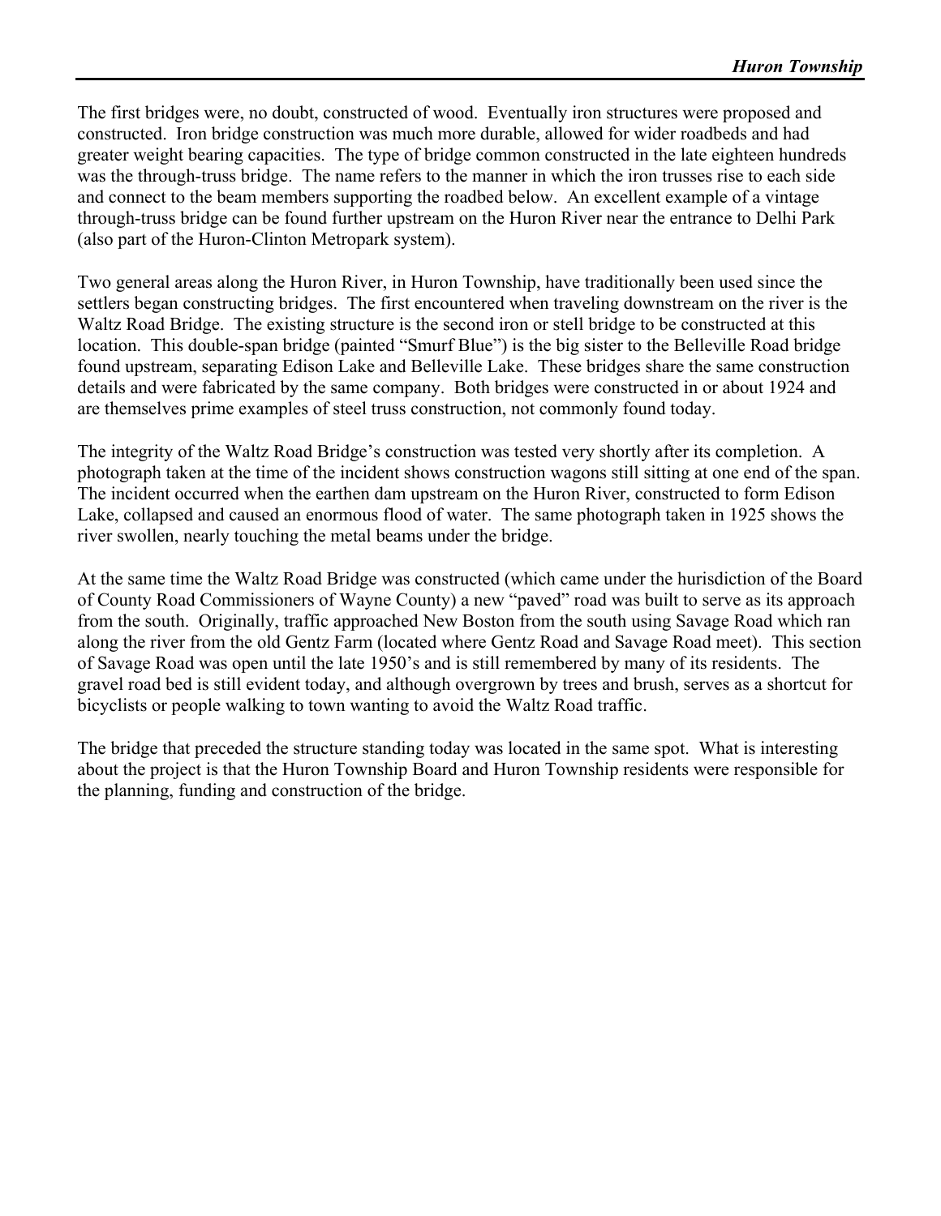The first bridges were, no doubt, constructed of wood. Eventually iron structures were proposed and constructed. Iron bridge construction was much more durable, allowed for wider roadbeds and had greater weight bearing capacities. The type of bridge common constructed in the late eighteen hundreds was the through-truss bridge. The name refers to the manner in which the iron trusses rise to each side and connect to the beam members supporting the roadbed below. An excellent example of a vintage through-truss bridge can be found further upstream on the Huron River near the entrance to Delhi Park (also part of the Huron-Clinton Metropark system).

Two general areas along the Huron River, in Huron Township, have traditionally been used since the settlers began constructing bridges. The first encountered when traveling downstream on the river is the Waltz Road Bridge. The existing structure is the second iron or stell bridge to be constructed at this location. This double-span bridge (painted "Smurf Blue") is the big sister to the Belleville Road bridge found upstream, separating Edison Lake and Belleville Lake. These bridges share the same construction details and were fabricated by the same company. Both bridges were constructed in or about 1924 and are themselves prime examples of steel truss construction, not commonly found today.

The integrity of the Waltz Road Bridge's construction was tested very shortly after its completion. A photograph taken at the time of the incident shows construction wagons still sitting at one end of the span. The incident occurred when the earthen dam upstream on the Huron River, constructed to form Edison Lake, collapsed and caused an enormous flood of water. The same photograph taken in 1925 shows the river swollen, nearly touching the metal beams under the bridge.

At the same time the Waltz Road Bridge was constructed (which came under the hurisdiction of the Board of County Road Commissioners of Wayne County) a new "paved" road was built to serve as its approach from the south. Originally, traffic approached New Boston from the south using Savage Road which ran along the river from the old Gentz Farm (located where Gentz Road and Savage Road meet). This section of Savage Road was open until the late 1950's and is still remembered by many of its residents. The gravel road bed is still evident today, and although overgrown by trees and brush, serves as a shortcut for bicyclists or people walking to town wanting to avoid the Waltz Road traffic.

The bridge that preceded the structure standing today was located in the same spot. What is interesting about the project is that the Huron Township Board and Huron Township residents were responsible for the planning, funding and construction of the bridge.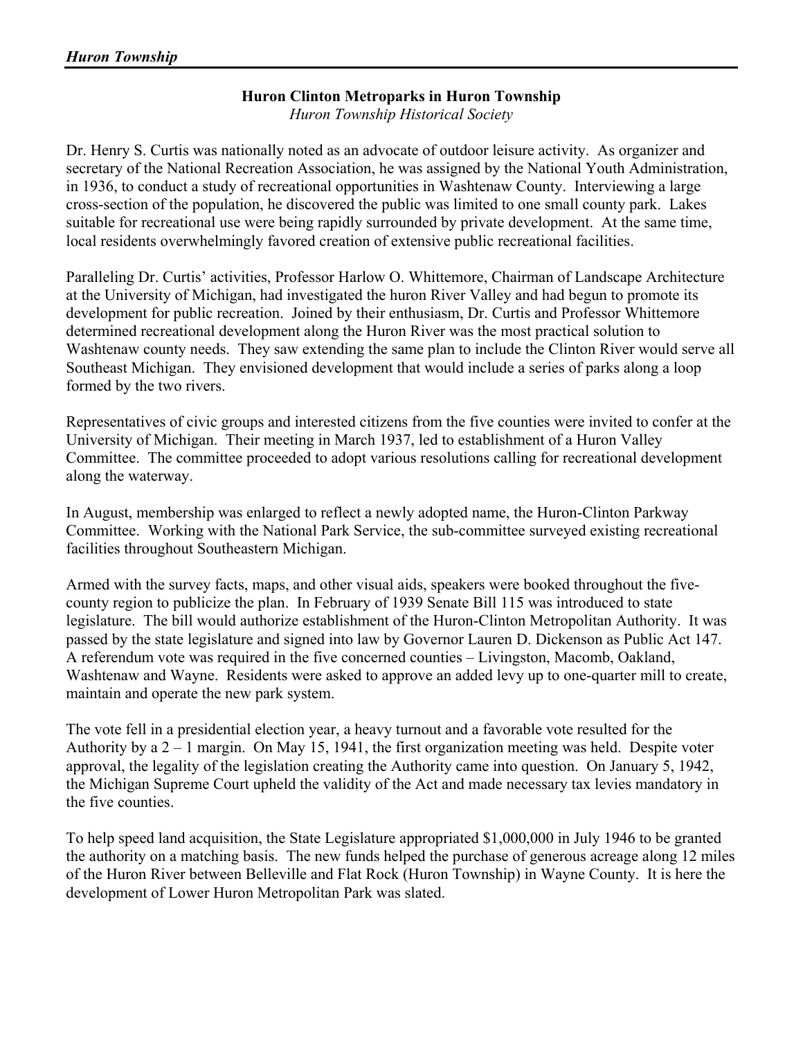## Huron Clinton Metroparks in Huron Township

*Huron Township Historical Society*

Dr. Henry S. Curtis was nationally noted as an advocate of outdoor leisure activity. As organizer and secretary of the National Recreation Association, he was assigned by the National Youth Administration, in 1936, to conduct a study of recreational opportunities in Washtenaw County. Interviewing a large cross-section of the population, he discovered the public was limited to one small county park. Lakes suitable for recreational use were being rapidly surrounded by private development. At the same time, local residents overwhelmingly favored creation of extensive public recreational facilities.

Paralleling Dr. Curtis' activities, Professor Harlow O. Whittemore, Chairman of Landscape Architecture at the University of Michigan, had investigated the huron River Valley and had begun to promote its development for public recreation. Joined by their enthusiasm, Dr. Curtis and Professor Whittemore determined recreational development along the Huron River was the most practical solution to Washtenaw county needs. They saw extending the same plan to include the Clinton River would serve all Southeast Michigan. They envisioned development that would include a series of parks along a loop formed by the two rivers.

Representatives of civic groups and interested citizens from the five counties were invited to confer at the University of Michigan. Their meeting in March 1937, led to establishment of a Huron Valley Committee. The committee proceeded to adopt various resolutions calling for recreational development along the waterway.

In August, membership was enlarged to reflect a newly adopted name, the Huron-Clinton Parkway Committee. Working with the National Park Service, the sub-committee surveyed existing recreational facilities throughout Southeastern Michigan.

Armed with the survey facts, maps, and other visual aids, speakers were booked throughout the five-county region to publicize the plan. In February of 1939 Senate Bill 115 was introduced to state legislature. The bill would authorize establishment of the Huron-Clinton Metropolitan Authority. It was passed by the state legislature and signed into law by Governor Lauren D. Dickenson as Public Act 147. A referendum vote was required in the five concerned counties – Livingston, Macomb, Oakland, Washtenaw and Wayne. Residents were asked to approve an added levy up to one-quarter mill to create, maintain and operate the new park system.

The vote fell in a presidential election year, a heavy turnout and a favorable vote resulted for the Authority by a 2 – 1 margin. On May 15, 1941, the first organization meeting was held. Despite voter approval, the legality of the legislation creating the Authority came into question. On January 5, 1942, the Michigan Supreme Court upheld the validity of the Act and made necessary tax levies mandatory in the five counties.

To help speed land acquisition, the State Legislature appropriated $1,000,000 in July 1946 to be granted the authority on a matching basis. The new funds helped the purchase of generous acreage along 12 miles of the Huron River between Belleville and Flat Rock (Huron Township) in Wayne County. It is here the development of Lower Huron Metropolitan Park was slated.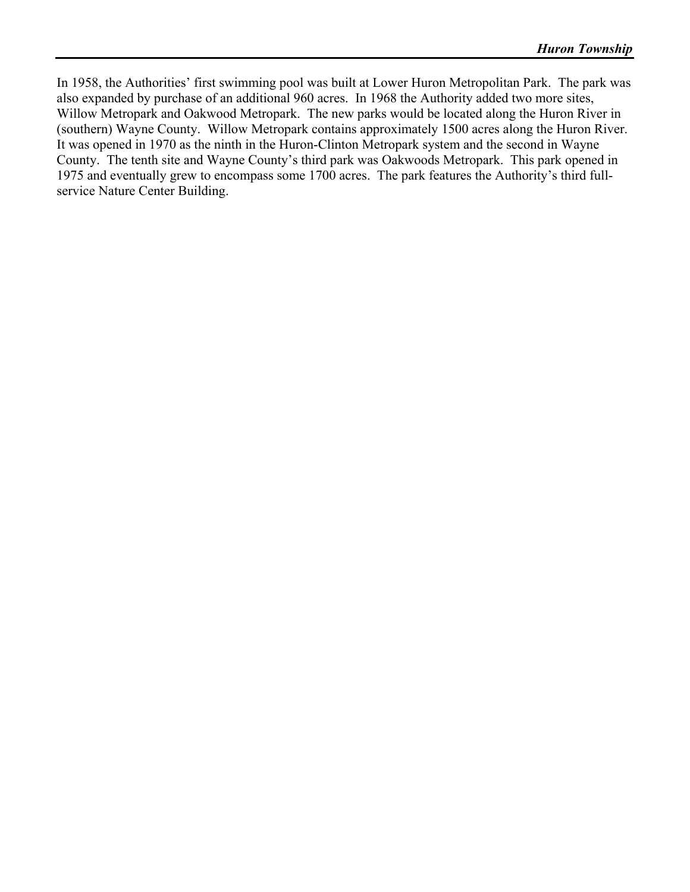In 1958, the Authorities' first swimming pool was built at Lower Huron Metropolitan Park. The park was also expanded by purchase of an additional 960 acres. In 1968 the Authority added two more sites, Willow Metropark and Oakwood Metropark. The new parks would be located along the Huron River in (southern) Wayne County. Willow Metropark contains approximately 1500 acres along the Huron River. It was opened in 1970 as the ninth in the Huron-Clinton Metropark system and the second in Wayne County. The tenth site and Wayne County's third park was Oakwoods Metropark. This park opened in 1975 and eventually grew to encompass some 1700 acres. The park features the Authority's third full-service Nature Center Building.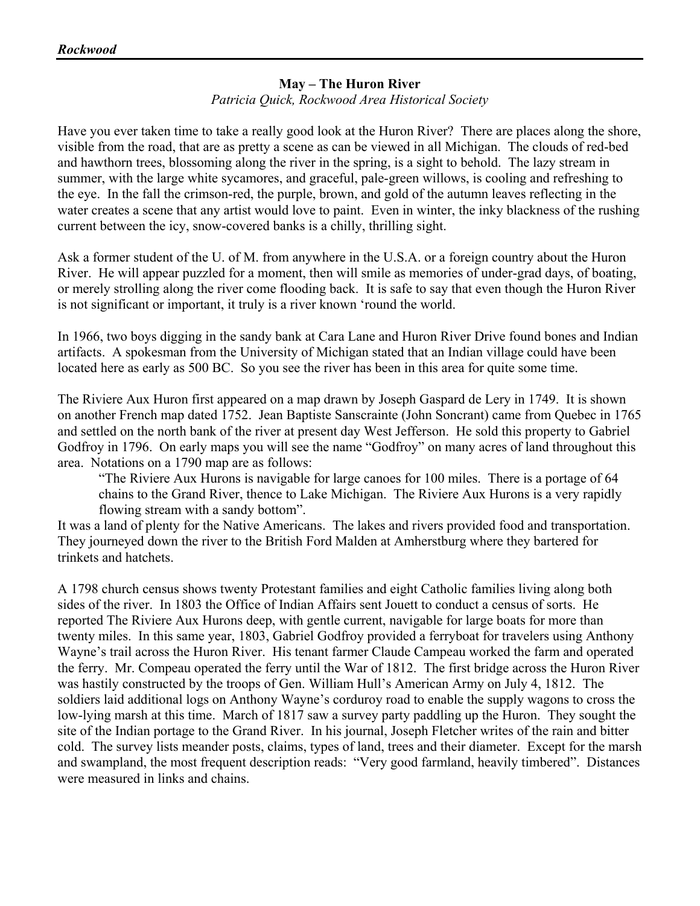**May – The Huron River**

*Patricia Quick, Rockwood Area Historical Society*

Have you ever taken time to take a really good look at the Huron River? There are places along the shore, visible from the road, that are as pretty a scene as can be viewed in all Michigan. The clouds of red-bed and hawthorn trees, blossoming along the river in the spring, is a sight to behold. The lazy stream in summer, with the large white sycamores, and graceful, pale-green willows, is cooling and refreshing to the eye. In the fall the crimson-red, the purple, brown, and gold of the autumn leaves reflecting in the water creates a scene that any artist would love to paint. Even in winter, the inky blackness of the rushing current between the icy, snow-covered banks is a chilly, thrilling sight.

Ask a former student of the U. of M. from anywhere in the U.S.A. or a foreign country about the Huron River. He will appear puzzled for a moment, then will smile as memories of under-grad days, of boating, or merely strolling along the river come flooding back. It is safe to say that even though the Huron River is not significant or important, it truly is a river known 'round the world.

In 1966, two boys digging in the sandy bank at Cara Lane and Huron River Drive found bones and Indian artifacts. A spokesman from the University of Michigan stated that an Indian village could have been located here as early as 500 BC. So you see the river has been in this area for quite some time.

The Riviere Aux Huron first appeared on a map drawn by Joseph Gaspard de Lery in 1749. It is shown on another French map dated 1752. Jean Baptiste Sanscrainte (John Soncrant) came from Quebec in 1765 and settled on the north bank of the river at present day West Jefferson. He sold this property to Gabriel Godfroy in 1796. On early maps you will see the name "Godfroy" on many acres of land throughout this area. Notations on a 1790 map are as follows:

> "The Riviere Aux Hurons is navigable for large canoes for 100 miles. There is a portage of 64 chains to the Grand River, thence to Lake Michigan. The Riviere Aux Hurons is a very rapidly flowing stream with a sandy bottom".

It was a land of plenty for the Native Americans. The lakes and rivers provided food and transportation. They journeyed down the river to the British Ford Malden at Amherstburg where they bartered for trinkets and hatchets.

A 1798 church census shows twenty Protestant families and eight Catholic families living along both sides of the river. In 1803 the Office of Indian Affairs sent Jouett to conduct a census of sorts. He reported The Riviere Aux Hurons deep, with gentle current, navigable for large boats for more than twenty miles. In this same year, 1803, Gabriel Godfroy provided a ferryboat for travelers using Anthony Wayne's trail across the Huron River. His tenant farmer Claude Campeau worked the farm and operated the ferry. Mr. Compeau operated the ferry until the War of 1812. The first bridge across the Huron River was hastily constructed by the troops of Gen. William Hull's American Army on July 4, 1812. The soldiers laid additional logs on Anthony Wayne's corduroy road to enable the supply wagons to cross the low-lying marsh at this time. March of 1817 saw a survey party paddling up the Huron. They sought the site of the Indian portage to the Grand River. In his journal, Joseph Fletcher writes of the rain and bitter cold. The survey lists meander posts, claims, types of land, trees and their diameter. Except for the marsh and swampland, the most frequent description reads: "Very good farmland, heavily timbered". Distances were measured in links and chains.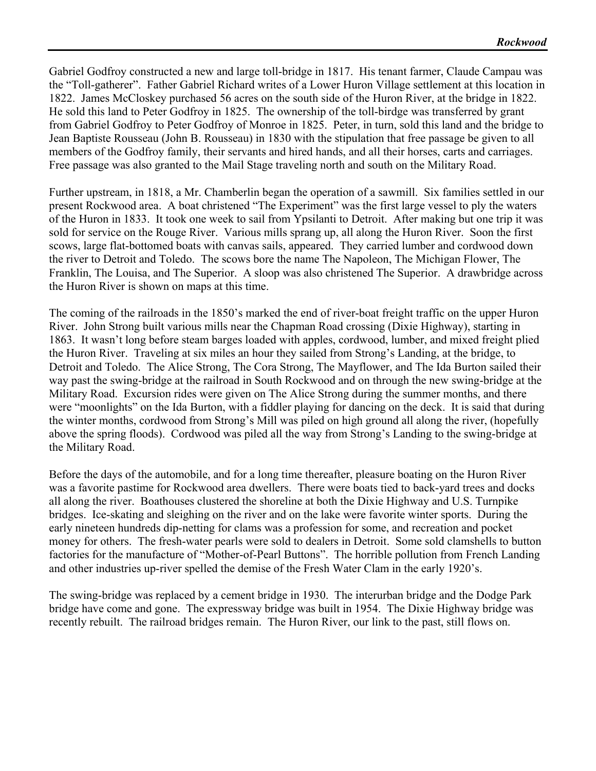Gabriel Godfroy constructed a new and large toll-bridge in 1817. His tenant farmer, Claude Campau was the "Toll-gatherer". Father Gabriel Richard writes of a Lower Huron Village settlement at this location in 1822. James McCloskey purchased 56 acres on the south side of the Huron River, at the bridge in 1822. He sold this land to Peter Godfroy in 1825. The ownership of the toll-birdge was transferred by grant from Gabriel Godfroy to Peter Godfroy of Monroe in 1825. Peter, in turn, sold this land and the bridge to Jean Baptiste Rousseau (John B. Rousseau) in 1830 with the stipulation that free passage be given to all members of the Godfroy family, their servants and hired hands, and all their horses, carts and carriages. Free passage was also granted to the Mail Stage traveling north and south on the Military Road.

Further upstream, in 1818, a Mr. Chamberlin began the operation of a sawmill. Six families settled in our present Rockwood area. A boat christened "The Experiment" was the first large vessel to ply the waters of the Huron in 1833. It took one week to sail from Ypsilanti to Detroit. After making but one trip it was sold for service on the Rouge River. Various mills sprang up, all along the Huron River. Soon the first scows, large flat-bottomed boats with canvas sails, appeared. They carried lumber and cordwood down the river to Detroit and Toledo. The scows bore the name The Napoleon, The Michigan Flower, The Franklin, The Louisa, and The Superior. A sloop was also christened The Superior. A drawbridge across the Huron River is shown on maps at this time.

The coming of the railroads in the 1850's marked the end of river-boat freight traffic on the upper Huron River. John Strong built various mills near the Chapman Road crossing (Dixie Highway), starting in 1863. It wasn't long before steam barges loaded with apples, cordwood, lumber, and mixed freight plied the Huron River. Traveling at six miles an hour they sailed from Strong's Landing, at the bridge, to Detroit and Toledo. The Alice Strong, The Cora Strong, The Mayflower, and The Ida Burton sailed their way past the swing-bridge at the railroad in South Rockwood and on through the new swing-bridge at the Military Road. Excursion rides were given on The Alice Strong during the summer months, and there were "moonlights" on the Ida Burton, with a fiddler playing for dancing on the deck. It is said that during the winter months, cordwood from Strong's Mill was piled on high ground all along the river, (hopefully above the spring floods). Cordwood was piled all the way from Strong's Landing to the swing-bridge at the Military Road.

Before the days of the automobile, and for a long time thereafter, pleasure boating on the Huron River was a favorite pastime for Rockwood area dwellers. There were boats tied to back-yard trees and docks all along the river. Boathouses clustered the shoreline at both the Dixie Highway and U.S. Turnpike bridges. Ice-skating and sleighing on the river and on the lake were favorite winter sports. During the early nineteen hundreds dip-netting for clams was a profession for some, and recreation and pocket money for others. The fresh-water pearls were sold to dealers in Detroit. Some sold clamshells to button factories for the manufacture of "Mother-of-Pearl Buttons". The horrible pollution from French Landing and other industries up-river spelled the demise of the Fresh Water Clam in the early 1920's.

The swing-bridge was replaced by a cement bridge in 1930. The interurban bridge and the Dodge Park bridge have come and gone. The expressway bridge was built in 1954. The Dixie Highway bridge was recently rebuilt. The railroad bridges remain. The Huron River, our link to the past, still flows on.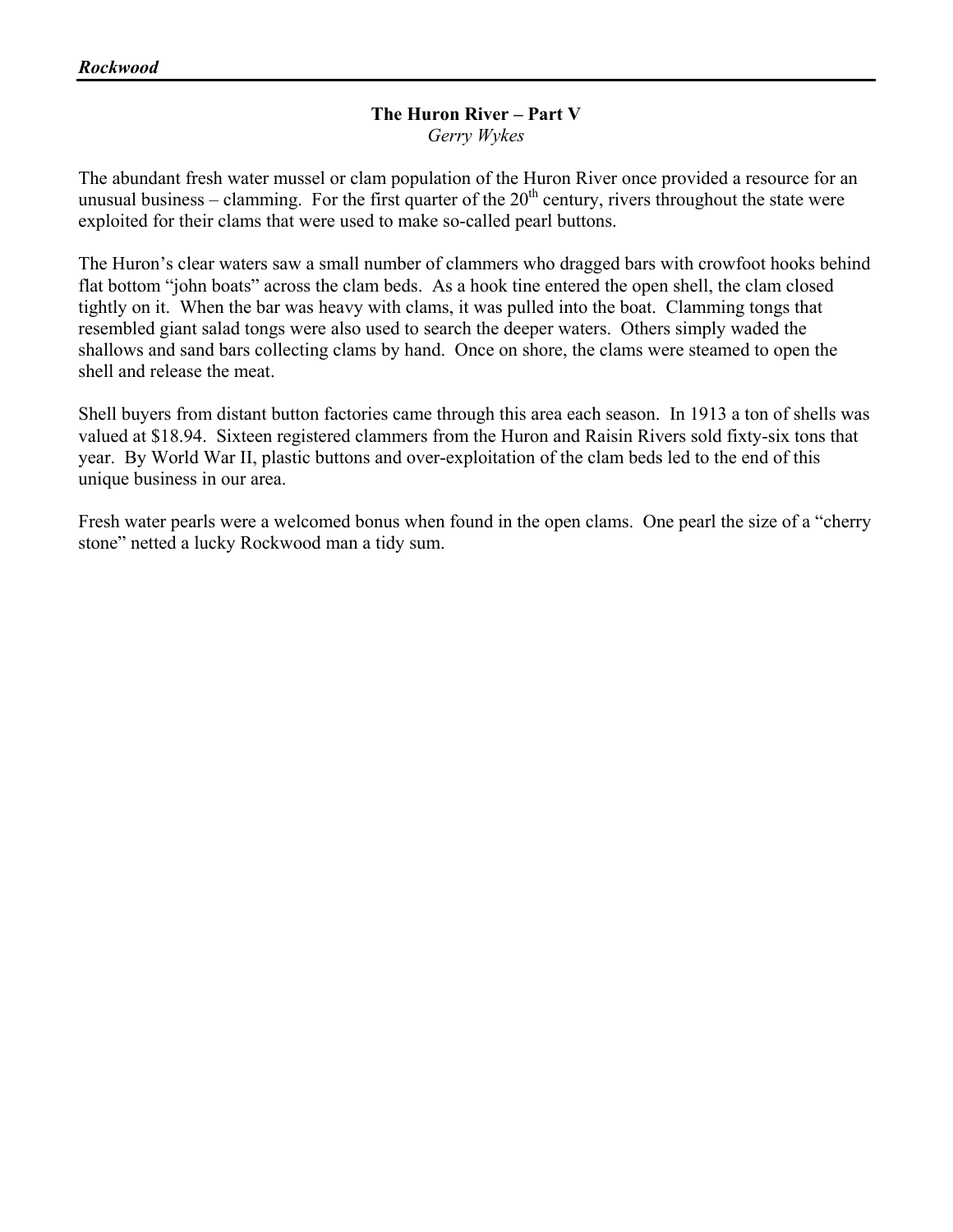## The Huron River – Part V

*Gerry Wykes*

The abundant fresh water mussel or clam population of the Huron River once provided a resource for an unusual business – clamming. For the first quarter of the 20th century, rivers throughout the state were exploited for their clams that were used to make so-called pearl buttons.

The Huron's clear waters saw a small number of clammers who dragged bars with crowfoot hooks behind flat bottom "john boats" across the clam beds. As a hook tine entered the open shell, the clam closed tightly on it. When the bar was heavy with clams, it was pulled into the boat. Clamming tongs that resembled giant salad tongs were also used to search the deeper waters. Others simply waded the shallows and sand bars collecting clams by hand. Once on shore, the clams were steamed to open the shell and release the meat.

Shell buyers from distant button factories came through this area each season. In 1913 a ton of shells was valued at $18.94. Sixteen registered clammers from the Huron and Raisin Rivers sold fixty-six tons that year. By World War II, plastic buttons and over-exploitation of the clam beds led to the end of this unique business in our area.

Fresh water pearls were a welcomed bonus when found in the open clams. One pearl the size of a "cherry stone" netted a lucky Rockwood man a tidy sum.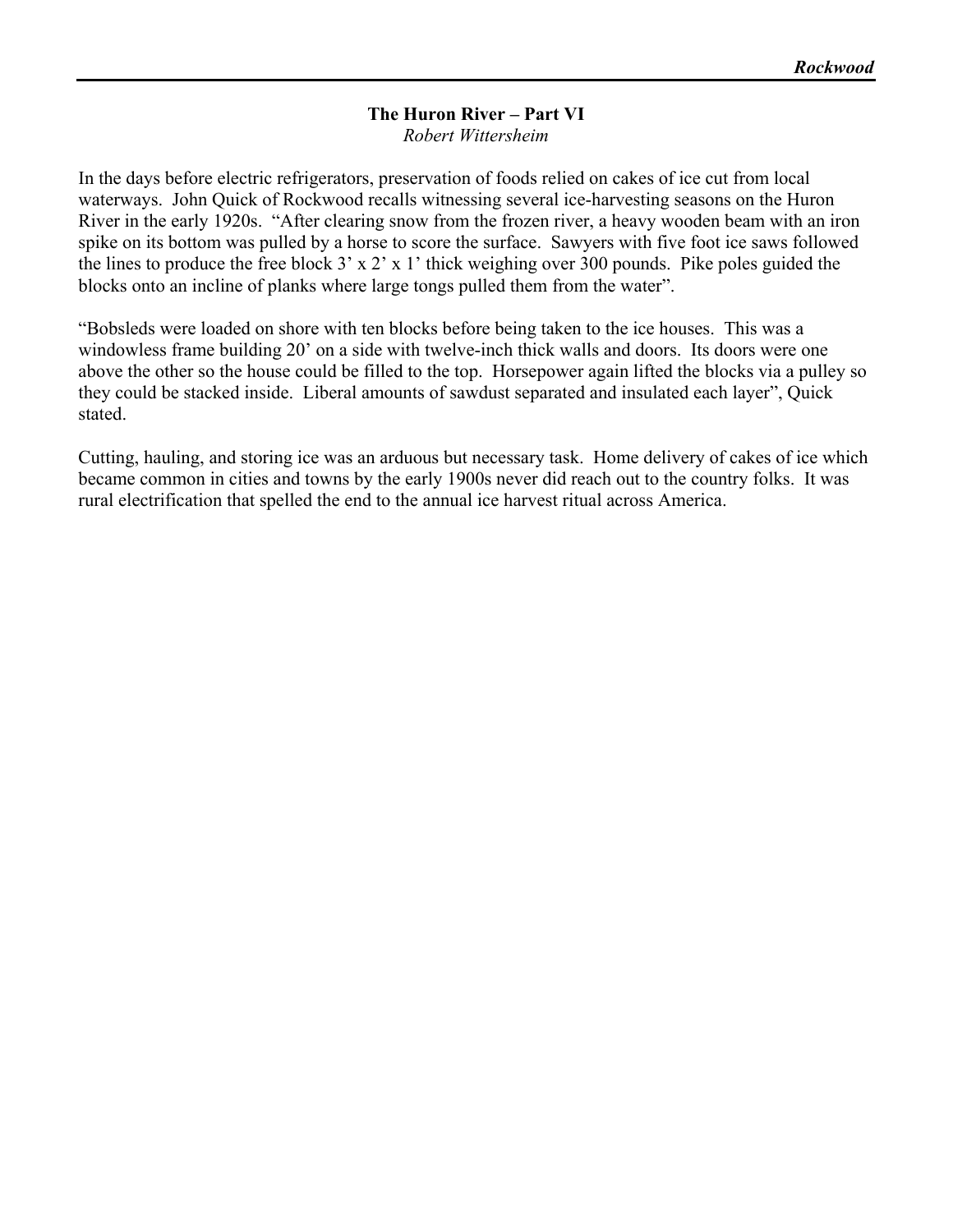## The Huron River – Part VI

*Robert Wittersheim*

In the days before electric refrigerators, preservation of foods relied on cakes of ice cut from local waterways. John Quick of Rockwood recalls witnessing several ice-harvesting seasons on the Huron River in the early 1920s. "After clearing snow from the frozen river, a heavy wooden beam with an iron spike on its bottom was pulled by a horse to score the surface. Sawyers with five foot ice saws followed the lines to produce the free block 3' x 2' x 1' thick weighing over 300 pounds. Pike poles guided the blocks onto an incline of planks where large tongs pulled them from the water".

"Bobsleds were loaded on shore with ten blocks before being taken to the ice houses. This was a windowless frame building 20' on a side with twelve-inch thick walls and doors. Its doors were one above the other so the house could be filled to the top. Horsepower again lifted the blocks via a pulley so they could be stacked inside. Liberal amounts of sawdust separated and insulated each layer", Quick stated.

Cutting, hauling, and storing ice was an arduous but necessary task. Home delivery of cakes of ice which became common in cities and towns by the early 1900s never did reach out to the country folks. It was rural electrification that spelled the end to the annual ice harvest ritual across America.